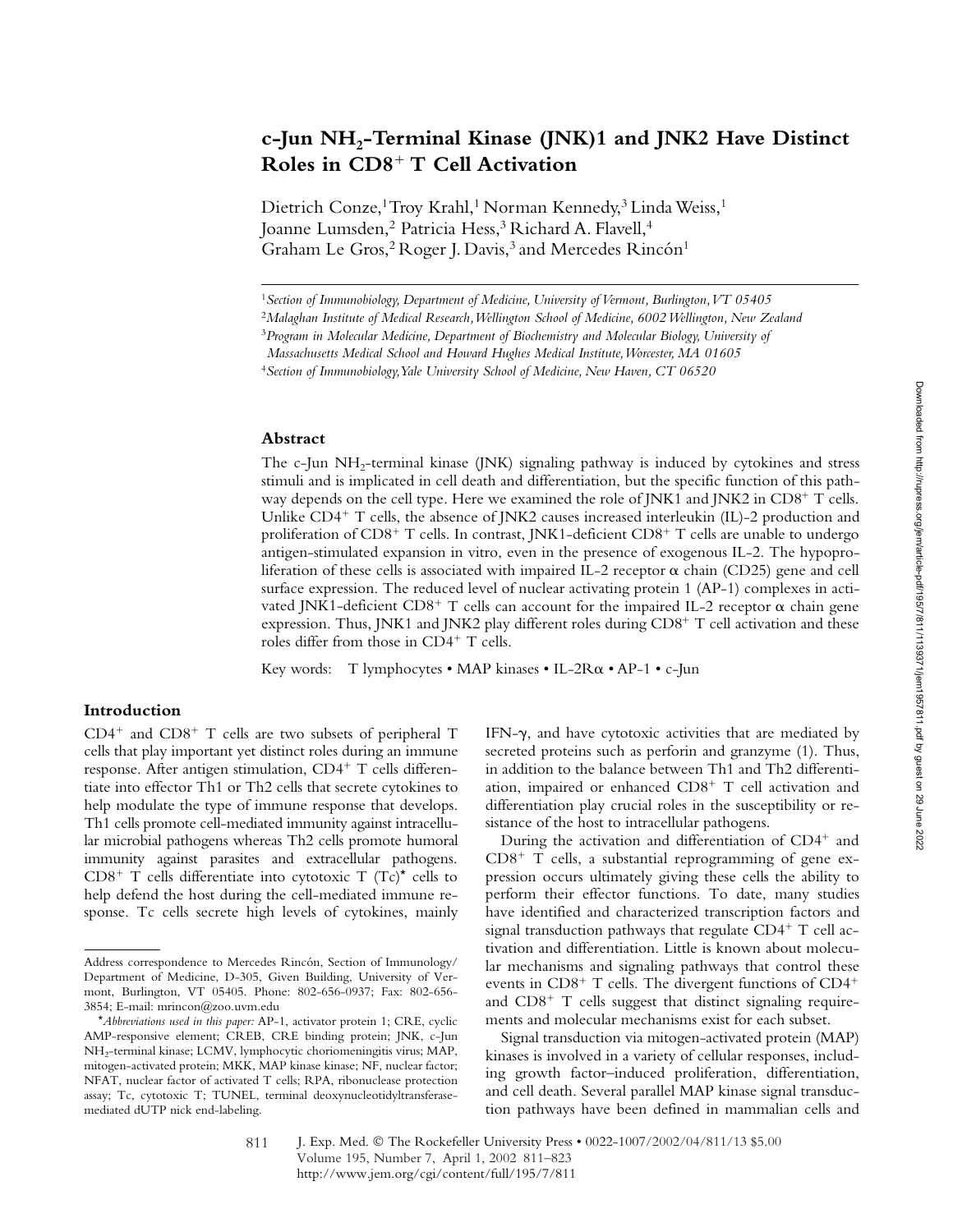# c-Jun NH$_2$-Terminal Kinase (JNK)1 and JNK2 Have Distinct Roles in CD8$^+$ T Cell Activation

Dietrich Conze,[1] Troy Krahl,[1] Norman Kennedy,[3] Linda Weiss,[1] Joanne Lumsden,[2] Patricia Hess,[3] Richard A. Flavell,[4] Graham Le Gros,[2] Roger J. Davis,[3] and Mercedes Rincón[1]

[1]*Section of Immunobiology, Department of Medicine, University of Vermont, Burlington, VT 05405*

[2]*Malaghan Institute of Medical Research, Wellington School of Medicine, 6002 Wellington, New Zealand*

[3]*Program in Molecular Medicine, Department of Biochemistry and Molecular Biology, University of Massachusetts Medical School and Howard Hughes Medical Institute, Worcester, MA 01605*

[4]*Section of Immunobiology, Yale University School of Medicine, New Haven, CT 06520*

## Abstract

The c-Jun NH$_2$-terminal kinase (JNK) signaling pathway is induced by cytokines and stress stimuli and is implicated in cell death and differentiation, but the specific function of this pathway depends on the cell type. Here we examined the role of JNK1 and JNK2 in CD8$^+$ T cells. Unlike CD4$^+$ T cells, the absence of JNK2 causes increased interleukin (IL)-2 production and proliferation of CD8$^+$ T cells. In contrast, JNK1-deficient CD8$^+$ T cells are unable to undergo antigen-stimulated expansion in vitro, even in the presence of exogenous IL-2. The hypoproliferation of these cells is associated with impaired IL-2 receptor α chain (CD25) gene and cell surface expression. The reduced level of nuclear activating protein 1 (AP-1) complexes in activated JNK1-deficient CD8$^+$ T cells can account for the impaired IL-2 receptor α chain gene expression. Thus, JNK1 and JNK2 play different roles during CD8$^+$ T cell activation and these roles differ from those in CD4$^+$ T cells.

Key words: T lymphocytes • MAP kinases • IL-2Rα • AP-1 • c-Jun

## Introduction

CD4$^+$ and CD8$^+$ T cells are two subsets of peripheral T cells that play important yet distinct roles during an immune response. After antigen stimulation, CD4$^+$ T cells differentiate into effector Th1 or Th2 cells that secrete cytokines to help modulate the type of immune response that develops. Th1 cells promote cell-mediated immunity against intracellular microbial pathogens whereas Th2 cells promote humoral immunity against parasites and extracellular pathogens. CD8$^+$ T cells differentiate into cytotoxic T (Tc)* cells to help defend the host during the cell-mediated immune response. Tc cells secrete high levels of cytokines, mainly IFN-γ, and have cytotoxic activities that are mediated by secreted proteins such as perforin and granzyme (1). Thus, in addition to the balance between Th1 and Th2 differentiation, impaired or enhanced CD8$^+$ T cell activation and differentiation play crucial roles in the susceptibility or resistance of the host to intracellular pathogens.

During the activation and differentiation of CD4$^+$ and CD8$^+$ T cells, a substantial reprogramming of gene expression occurs ultimately giving these cells the ability to perform their effector functions. To date, many studies have identified and characterized transcription factors and signal transduction pathways that regulate CD4$^+$ T cell activation and differentiation. Little is known about molecular mechanisms and signaling pathways that control these events in CD8$^+$ T cells. The divergent functions of CD4$^+$ and CD8$^+$ T cells suggest that distinct signaling requirements and molecular mechanisms exist for each subset.

Signal transduction via mitogen-activated protein (MAP) kinases is involved in a variety of cellular responses, including growth factor–induced proliferation, differentiation, and cell death. Several parallel MAP kinase signal transduction pathways have been defined in mammalian cells and

---

Address correspondence to Mercedes Rincón, Section of Immunology/Department of Medicine, D-305, Given Building, University of Vermont, Burlington, VT 05405. Phone: 802-656-0937; Fax: 802-656-3854; E-mail: mrincon@zoo.uvm.edu

**Abbreviations used in this paper:* AP-1, activator protein 1; CRE, cyclic AMP-responsive element; CREB, CRE binding protein; JNK, c-Jun NH$_2$-terminal kinase; LCMV, lymphocytic choriomeningitis virus; MAP, mitogen-activated protein; MKK, MAP kinase kinase; NF, nuclear factor; NFAT, nuclear factor of activated T cells; RPA, ribonuclease protection assay; Tc, cytotoxic T; TUNEL, terminal deoxynucleotidyltransferase-mediated dUTP nick end-labeling.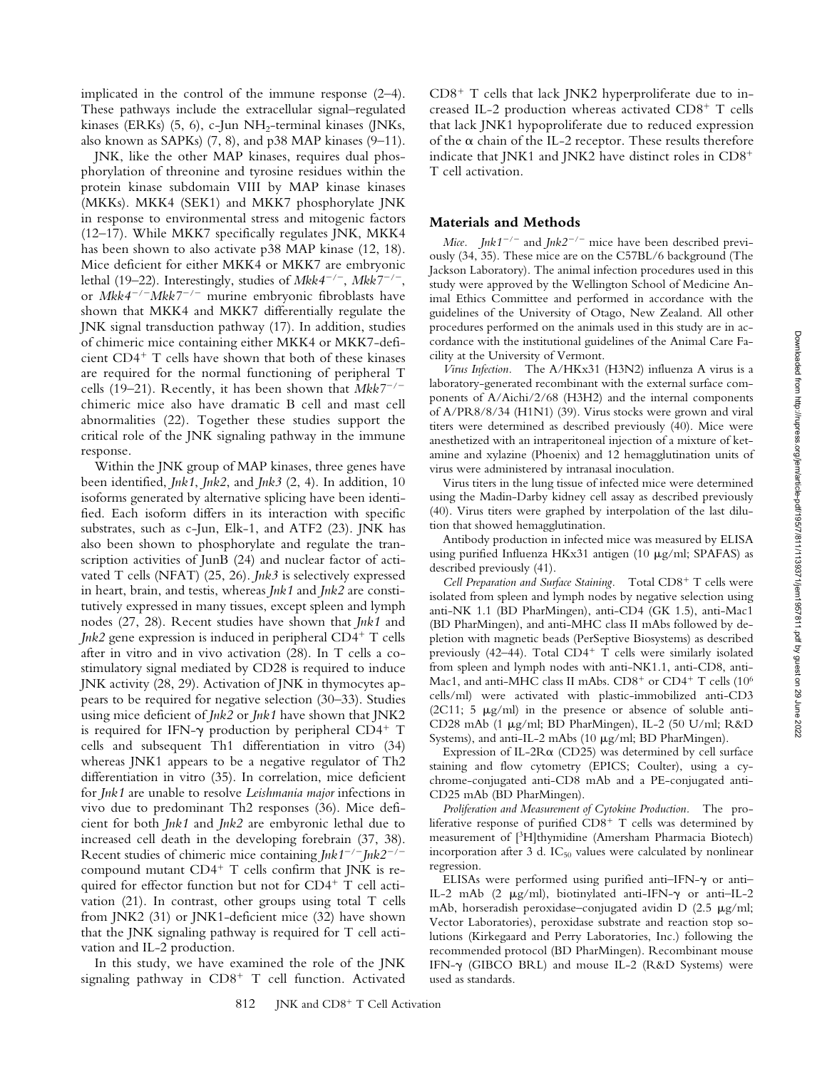implicated in the control of the immune response (2–4). These pathways include the extracellular signal–regulated kinases (ERKs) (5, 6), c-Jun $NH_2$-terminal kinases (JNKs, also known as SAPKs) (7, 8), and p38 MAP kinases (9–11).

JNK, like the other MAP kinases, requires dual phosphorylation of threonine and tyrosine residues within the protein kinase subdomain VIII by MAP kinase kinases (MKKs). MKK4 (SEK1) and MKK7 phosphorylate JNK in response to environmental stress and mitogenic factors (12–17). While MKK7 specifically regulates JNK, MKK4 has been shown to also activate p38 MAP kinase (12, 18). Mice deficient for either MKK4 or MKK7 are embryonic lethal (19–22). Interestingly, studies of *Mkk4*$^{-/-}$, *Mkk7*$^{-/-}$, or *Mkk4*$^{-/-}$*Mkk7*$^{-/-}$ murine embryonic fibroblasts have shown that MKK4 and MKK7 differentially regulate the JNK signal transduction pathway (17). In addition, studies of chimeric mice containing either MKK4 or MKK7-deficient $CD4^+$ T cells have shown that both of these kinases are required for the normal functioning of peripheral T cells (19–21). Recently, it has been shown that *Mkk7*$^{-/-}$ chimeric mice also have dramatic B cell and mast cell abnormalities (22). Together these studies support the critical role of the JNK signaling pathway in the immune response.

Within the JNK group of MAP kinases, three genes have been identified, *Jnk1*, *Jnk2*, and *Jnk3* (2, 4). In addition, 10 isoforms generated by alternative splicing have been identified. Each isoform differs in its interaction with specific substrates, such as c-Jun, Elk-1, and ATF2 (23). JNK has also been shown to phosphorylate and regulate the transcription activities of JunB (24) and nuclear factor of activated T cells (NFAT) (25, 26). *Jnk3* is selectively expressed in heart, brain, and testis, whereas *Jnk1* and *Jnk2* are constitutively expressed in many tissues, except spleen and lymph nodes (27, 28). Recent studies have shown that *Jnk1* and *Jnk2* gene expression is induced in peripheral $CD4^+$ T cells after in vitro and in vivo activation (28). In T cells a costimulatory signal mediated by CD28 is required to induce JNK activity (28, 29). Activation of JNK in thymocytes appears to be required for negative selection (30–33). Studies using mice deficient of *Jnk2* or *Jnk1* have shown that JNK2 is required for IFN-γ production by peripheral $CD4^+$ T cells and subsequent Th1 differentiation in vitro (34) whereas JNK1 appears to be a negative regulator of Th2 differentiation in vitro (35). In correlation, mice deficient for *Jnk1* are unable to resolve *Leishmania major* infections in vivo due to predominant Th2 responses (36). Mice deficient for both *Jnk1* and *Jnk2* are embryonic lethal due to increased cell death in the developing forebrain (37, 38). Recent studies of chimeric mice containing *Jnk1*$^{-/-}$*Jnk2*$^{-/-}$ compound mutant $CD4^+$ T cells confirm that JNK is required for effector function but not for $CD4^+$ T cell activation (21). In contrast, other groups using total T cells from JNK2 (31) or JNK1-deficient mice (32) have shown that the JNK signaling pathway is required for T cell activation and IL-2 production.

In this study, we have examined the role of the JNK signaling pathway in $CD8^+$ T cell function. Activated $CD8^+$ T cells that lack JNK2 hyperproliferate due to increased IL-2 production whereas activated $CD8^+$ T cells that lack JNK1 hypoproliferate due to reduced expression of the α chain of the IL-2 receptor. These results therefore indicate that JNK1 and JNK2 have distinct roles in $CD8^+$ T cell activation.

## Materials and Methods

*Mice.* *Jnk1*$^{-/-}$ and *Jnk2*$^{-/-}$ mice have been described previously (34, 35). These mice are on the C57BL/6 background (The Jackson Laboratory). The animal infection procedures used in this study were approved by the Wellington School of Medicine Animal Ethics Committee and performed in accordance with the guidelines of the University of Otago, New Zealand. All other procedures performed on the animals used in this study are in accordance with the institutional guidelines of the Animal Care Facility at the University of Vermont.

*Virus Infection.* The A/HKx31 (H3N2) influenza A virus is a laboratory-generated recombinant with the external surface components of A/Aichi/2/68 (H3H2) and the internal components of A/PR8/8/34 (H1N1) (39). Virus stocks were grown and viral titers were determined as described previously (40). Mice were anesthetized with an intraperitoneal injection of a mixture of ketamine and xylazine (Phoenix) and 12 hemagglutination units of virus were administered by intranasal inoculation.

Virus titers in the lung tissue of infected mice were determined using the Madin-Darby kidney cell assay as described previously (40). Virus titers were graphed by interpolation of the last dilution that showed hemagglutination.

Antibody production in infected mice was measured by ELISA using purified Influenza HKx31 antigen (10 μg/ml; SPAFAS) as described previously (41).

*Cell Preparation and Surface Staining.* Total $CD8^+$ T cells were isolated from spleen and lymph nodes by negative selection using anti-NK 1.1 (BD PharMingen), anti-CD4 (GK 1.5), anti-Mac1 (BD PharMingen), and anti-MHC class II mAbs followed by depletion with magnetic beads (PerSeptive Biosystems) as described previously (42–44). Total $CD4^+$ T cells were similarly isolated from spleen and lymph nodes with anti-NK1.1, anti-CD8, anti-Mac1, and anti-MHC class II mAbs. $CD8^+$ or $CD4^+$ T cells ($10^6$ cells/ml) were activated with plastic-immobilized anti-CD3 (2C11; 5 μg/ml) in the presence or absence of soluble anti-CD28 mAb (1 μg/ml; BD PharMingen), IL-2 (50 U/ml; R&D Systems), and anti-IL-2 mAbs (10 μg/ml; BD PharMingen).

Expression of IL-2Rα (CD25) was determined by cell surface staining and flow cytometry (EPICS; Coulter), using a cy-chrome-conjugated anti-CD8 mAb and a PE-conjugated anti-CD25 mAb (BD PharMingen).

*Proliferation and Measurement of Cytokine Production.* The proliferative response of purified $CD8^+$ T cells was determined by measurement of [$^3$H]thymidine (Amersham Pharmacia Biotech) incorporation after 3 d. $IC_{50}$ values were calculated by nonlinear regression.

ELISAs were performed using purified anti–IFN-γ or anti–IL-2 mAb (2 μg/ml), biotinylated anti–IFN-γ or anti–IL-2 mAb, horseradish peroxidase–conjugated avidin D (2.5 μg/ml; Vector Laboratories), peroxidase substrate and reaction stop solutions (Kirkegaard and Perry Laboratories, Inc.) following the recommended protocol (BD PharMingen). Recombinant mouse IFN-γ (GIBCO BRL) and mouse IL-2 (R&D Systems) were used as standards.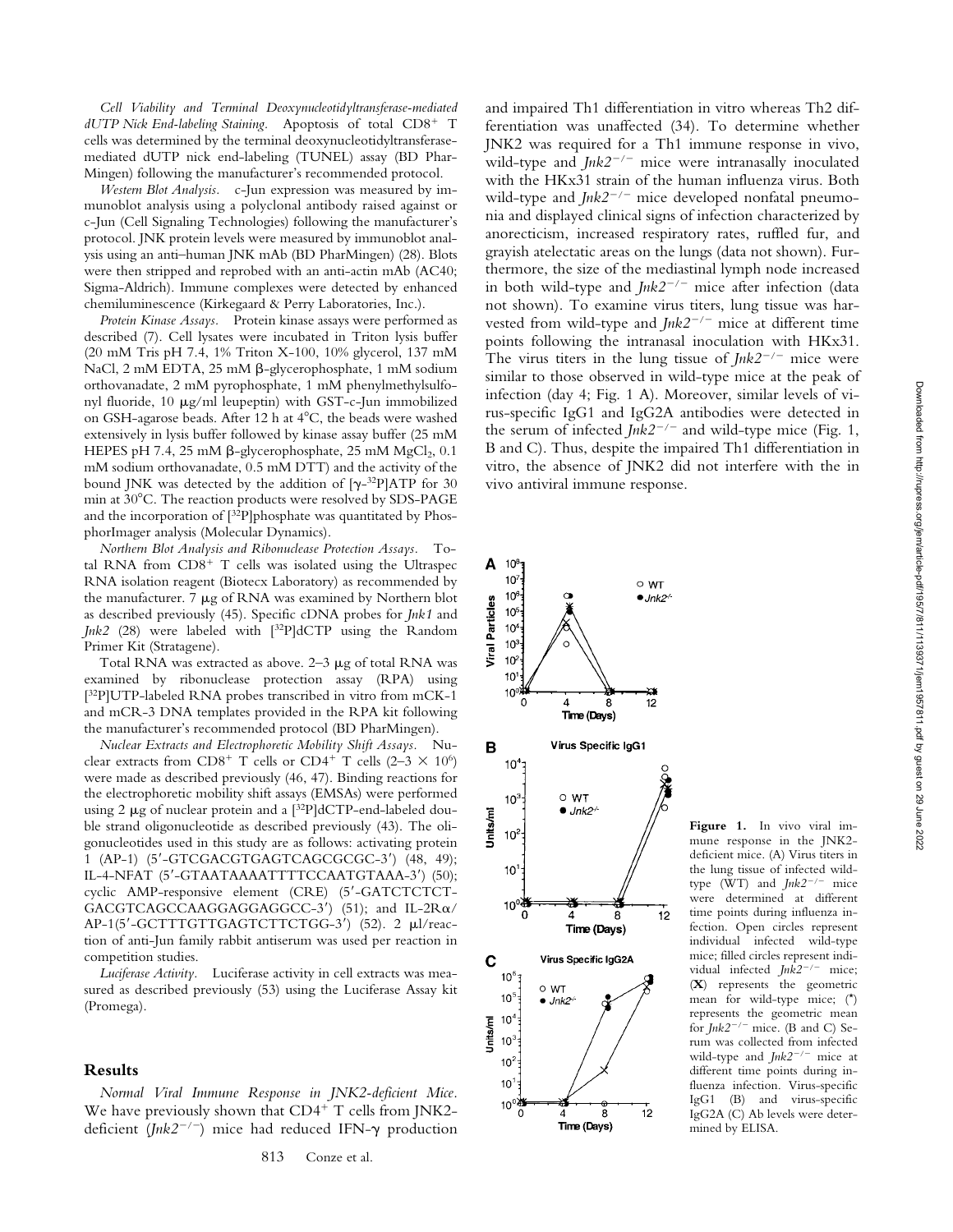*Cell Viability and Terminal Deoxynucleotidyltransferase-mediated dUTP Nick End-labeling Staining.* Apoptosis of total CD8$^+$ T cells was determined by the terminal deoxynucleotidyltransferase-mediated dUTP nick end-labeling (TUNEL) assay (BD PharMingen) following the manufacturer's recommended protocol.

*Western Blot Analysis.* c-Jun expression was measured by immunoblot analysis using a polyclonal antibody raised against or c-Jun (Cell Signaling Technologies) following the manufacturer's protocol. JNK protein levels were measured by immunoblot analysis using an anti–human JNK mAb (BD PharMingen) (28). Blots were then stripped and reprobed with an anti-actin mAb (AC40; Sigma-Aldrich). Immune complexes were detected by enhanced chemiluminescence (Kirkegaard & Perry Laboratories, Inc.).

*Protein Kinase Assays.* Protein kinase assays were performed as described (7). Cell lysates were incubated in Triton lysis buffer (20 mM Tris pH 7.4, 1% Triton X-100, 10% glycerol, 137 mM NaCl, 2 mM EDTA, 25 mM β-glycerophosphate, 1 mM sodium orthovanadate, 2 mM pyrophosphate, 1 mM phenylmethylsulfonyl fluoride, 10 μg/ml leupeptin) with GST-c-Jun immobilized on GSH-agarose beads. After 12 h at 4°C, the beads were washed extensively in lysis buffer followed by kinase assay buffer (25 mM HEPES pH 7.4, 25 mM β-glycerophosphate, 25 mM $MgCl_2$, 0.1 mM sodium orthovanadate, 0.5 mM DTT) and the activity of the bound JNK was detected by the addition of [γ-$^{32}$P]ATP for 30 min at 30°C. The reaction products were resolved by SDS-PAGE and the incorporation of [$^{32}$P]phosphate was quantitated by PhosphorImager analysis (Molecular Dynamics).

*Northern Blot Analysis and Ribonuclease Protection Assays.* Total RNA from CD8$^+$ T cells was isolated using the Ultraspec RNA isolation reagent (Biotecx Laboratory) as recommended by the manufacturer. 7 μg of RNA was examined by Northern blot as described previously (45). Specific cDNA probes for *Jnk1* and *Jnk2* (28) were labeled with [$^{32}$P]dCTP using the Random Primer Kit (Stratagene).

Total RNA was extracted as above. 2–3 μg of total RNA was examined by ribonuclease protection assay (RPA) using [$^{32}$P]UTP-labeled RNA probes transcribed in vitro from mCK-1 and mCR-3 DNA templates provided in the RPA kit following the manufacturer's recommended protocol (BD PharMingen).

*Nuclear Extracts and Electrophoretic Mobility Shift Assays.* Nuclear extracts from CD8$^+$ T cells or CD4$^+$ T cells (2–3 × $10^6$) were made as described previously (46, 47). Binding reactions for the electrophoretic mobility shift assays (EMSAs) were performed using 2 μg of nuclear protein and a [$^{32}$P]dCTP-end-labeled double strand oligonucleotide as described previously (43). The oligonucleotides used in this study are as follows: activating protein 1 (AP-1) (5′-GTCGACGTGAGTCAGCGCGC-3′) (48, 49); IL-4-NFAT (5′-GTAATAAAATTTTCCAATGTAAA-3′) (50); cyclic AMP-responsive element (CRE) (5′-GATCTCTCT-GACGTCAGCCAAGGAGGAGGCC-3′) (51); and IL-2Rα/AP-1(5′-GCTTTGTTGAGTCTTCTGG-3′) (52). 2 μl/reaction of anti-Jun family rabbit antiserum was used per reaction in competition studies.

*Luciferase Activity.* Luciferase activity in cell extracts was measured as described previously (53) using the Luciferase Assay kit (Promega).

## Results

*Normal Viral Immune Response in JNK2-deficient Mice.* We have previously shown that CD4$^+$ T cells from JNK2-deficient (*Jnk2*$^{-/-}$) mice had reduced IFN-γ production and impaired Th1 differentiation in vitro whereas Th2 differentiation was unaffected (34). To determine whether JNK2 was required for a Th1 immune response in vivo, wild-type and *Jnk2*$^{-/-}$ mice were intranasally inoculated with the HKx31 strain of the human influenza virus. Both wild-type and *Jnk2*$^{-/-}$ mice developed nonfatal pneumonia and displayed clinical signs of infection characterized by anorecticism, increased respiratory rates, ruffled fur, and grayish atelectatic areas on the lungs (data not shown). Furthermore, the size of the mediastinal lymph node increased in both wild-type and *Jnk2*$^{-/-}$ mice after infection (data not shown). To examine virus titers, lung tissue was harvested from wild-type and *Jnk2*$^{-/-}$ mice at different time points following the intranasal inoculation with HKx31. The virus titers in the lung tissue of *Jnk2*$^{-/-}$ mice were similar to those observed in wild-type mice at the peak of infection (day 4; Fig. 1 A). Moreover, similar levels of virus-specific IgG1 and IgG2A antibodies were detected in the serum of infected *Jnk2*$^{-/-}$ and wild-type mice (Fig. 1, B and C). Thus, despite the impaired Th1 differentiation in vitro, the absence of JNK2 did not interfere with the in vivo antiviral immune response.

**Figure 1.** In vivo viral immune response in the JNK2-deficient mice. (A) Virus titers in the lung tissue of infected wild-type (WT) and *Jnk2*$^{-/-}$ mice were determined at different time points during influenza infection. Open circles represent individual infected wild-type mice; filled circles represent individual infected *Jnk2*$^{-/-}$ mice; (**X**) represents the geometric mean for wild-type mice; (*) represents the geometric mean for *Jnk2*$^{-/-}$ mice. (B and C) Serum was collected from infected wild-type and *Jnk2*$^{-/-}$ mice at different time points during influenza infection. Virus-specific IgG1 (B) and virus-specific IgG2A (C) Ab levels were determined by ELISA.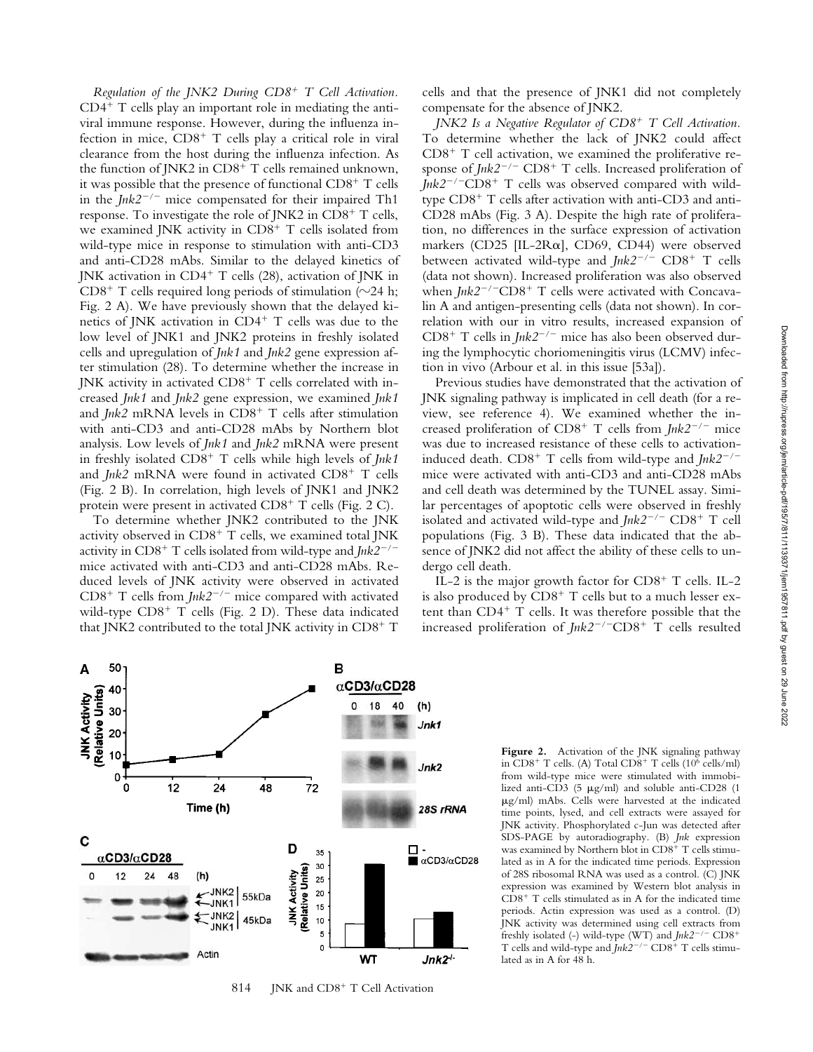*Regulation of the JNK2 During CD8+ T Cell Activation.* CD4+ T cells play an important role in mediating the antiviral immune response. However, during the influenza infection in mice, CD8+ T cells play a critical role in viral clearance from the host during the influenza infection. As the function of JNK2 in CD8+ T cells remained unknown, it was possible that the presence of functional CD8+ T cells in the *Jnk2*−/− mice compensated for their impaired Th1 response. To investigate the role of JNK2 in CD8+ T cells, we examined JNK activity in CD8+ T cells isolated from wild-type mice in response to stimulation with anti-CD3 and anti-CD28 mAbs. Similar to the delayed kinetics of JNK activation in CD4+ T cells (28), activation of JNK in CD8+ T cells required long periods of stimulation (∼24 h; Fig. 2 A). We have previously shown that the delayed kinetics of JNK activation in CD4+ T cells was due to the low level of JNK1 and JNK2 proteins in freshly isolated cells and upregulation of *Jnk1* and *Jnk2* gene expression after stimulation (28). To determine whether the increase in JNK activity in activated CD8+ T cells correlated with increased *Jnk1* and *Jnk2* gene expression, we examined *Jnk1* and *Jnk2* mRNA levels in CD8+ T cells after stimulation with anti-CD3 and anti-CD28 mAbs by Northern blot analysis. Low levels of *Jnk1* and *Jnk2* mRNA were present in freshly isolated CD8+ T cells while high levels of *Jnk1* and *Jnk2* mRNA were found in activated CD8+ T cells (Fig. 2 B). In correlation, high levels of JNK1 and JNK2 protein were present in activated CD8+ T cells (Fig. 2 C).

To determine whether JNK2 contributed to the JNK activity observed in CD8+ T cells, we examined total JNK activity in CD8+ T cells isolated from wild-type and *Jnk2*−/− mice activated with anti-CD3 and anti-CD28 mAbs. Reduced levels of JNK activity were observed in activated CD8+ T cells from *Jnk2*−/− mice compared with activated wild-type CD8+ T cells (Fig. 2 D). These data indicated that JNK2 contributed to the total JNK activity in CD8+ T cells and that the presence of JNK1 did not completely compensate for the absence of JNK2.

*JNK2 Is a Negative Regulator of CD8+ T Cell Activation.* To determine whether the lack of JNK2 could affect CD8+ T cell activation, we examined the proliferative response of *Jnk2*−/− CD8+ T cells. Increased proliferation of *Jnk2*−/−CD8+ T cells was observed compared with wild-type CD8+ T cells after activation with anti-CD3 and anti-CD28 mAbs (Fig. 3 A). Despite the high rate of proliferation, no differences in the surface expression of activation markers (CD25 [IL-2Rα], CD69, CD44) were observed between activated wild-type and *Jnk2*−/− CD8+ T cells (data not shown). Increased proliferation was also observed when *Jnk2*−/−CD8+ T cells were activated with Concavalin A and antigen-presenting cells (data not shown). In correlation with our in vitro results, increased expansion of CD8+ T cells in *Jnk2*−/− mice has also been observed during the lymphocytic choriomeningitis virus (LCMV) infection in vivo (Arbour et al. in this issue [53a]).

Previous studies have demonstrated that the activation of JNK signaling pathway is implicated in cell death (for a review, see reference 4). We examined whether the increased proliferation of CD8+ T cells from *Jnk2*−/− mice was due to increased resistance of these cells to activation-induced death. CD8+ T cells from wild-type and *Jnk2*−/− mice were activated with anti-CD3 and anti-CD28 mAbs and cell death was determined by the TUNEL assay. Similar percentages of apoptotic cells were observed in freshly isolated and activated wild-type and *Jnk2*−/− CD8+ T cell populations (Fig. 3 B). These data indicated that the absence of JNK2 did not affect the ability of these cells to undergo cell death.

IL-2 is the major growth factor for CD8+ T cells. IL-2 is also produced by CD8+ T cells but to a much lesser extent than CD4+ T cells. It was therefore possible that the increased proliferation of *Jnk2*−/−CD8+ T cells resulted

**Figure 2.** Activation of the JNK signaling pathway in CD8+ T cells. (A) Total CD8+ T cells ($10^6$ cells/ml) from wild-type mice were stimulated with immobilized anti-CD3 (5 μg/ml) and soluble anti-CD28 (1 μg/ml) mAbs. Cells were harvested at the indicated time points, lysed, and cell extracts were assayed for JNK activity. Phosphorylated c-Jun was detected after SDS-PAGE by autoradiography. (B) *Jnk* expression was examined by Northern blot in CD8+ T cells stimulated as in A for the indicated time periods. Expression of 28S ribosomal RNA was used as a control. (C) JNK expression was examined by Western blot analysis in CD8+ T cells stimulated as in A for the indicated time periods. Actin expression was used as a control. (D) JNK activity was determined using cell extracts from freshly isolated (-) wild-type (WT) and *Jnk2*−/− CD8+ T cells and wild-type and *Jnk2*−/− CD8+ T cells stimulated as in A for 48 h.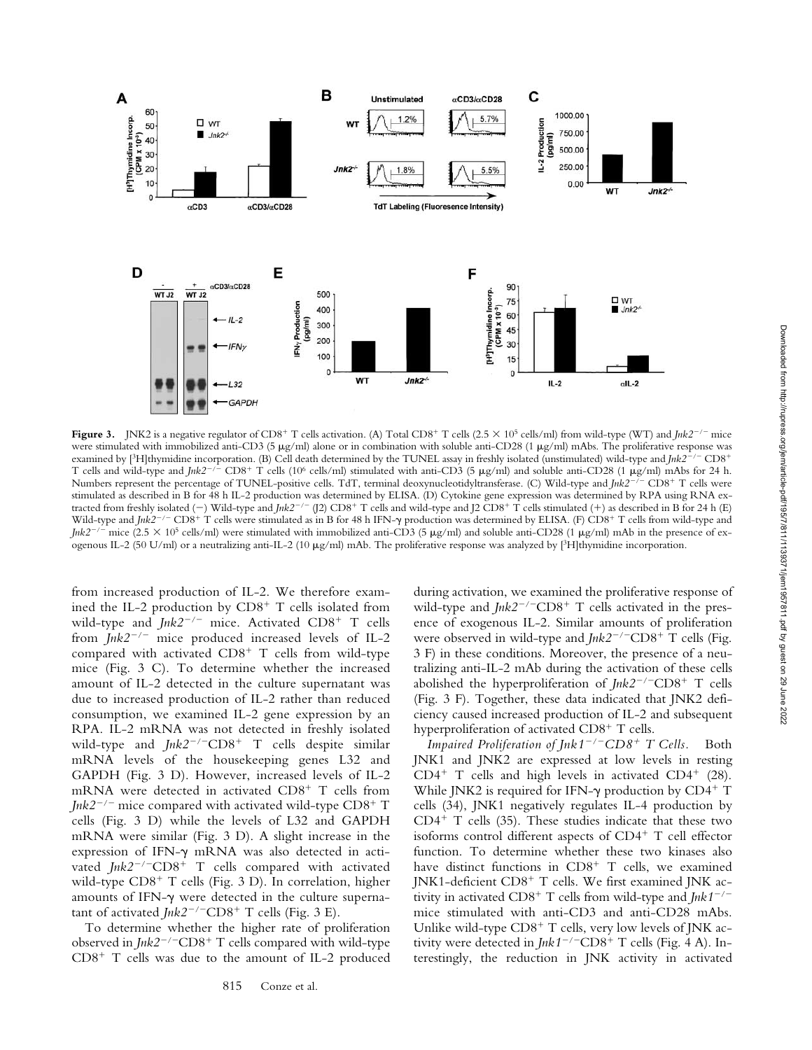**Figure 3.** JNK2 is a negative regulator of CD8⁺ T cells activation. (A) Total CD8⁺ T cells ($2.5 \times 10^5$ cells/ml) from wild-type (WT) and *Jnk2*$^{-/-}$ mice were stimulated with immobilized anti-CD3 (5 μg/ml) alone or in combination with soluble anti-CD28 (1 μg/ml) mAbs. The proliferative response was examined by [$^3$H]thymidine incorporation. (B) Cell death determined by the TUNEL assay in freshly isolated (unstimulated) wild-type and *Jnk2*$^{-/-}$ CD8⁺ T cells and wild-type and *Jnk2*$^{-/-}$ CD8⁺ T cells ($10^6$ cells/ml) stimulated with anti-CD3 (5 μg/ml) and soluble anti-CD28 (1 μg/ml) mAbs for 24 h. Numbers represent the percentage of TUNEL-positive cells. TdT, terminal deoxynucleotidyltransferase. (C) Wild-type and *Jnk2*$^{-/-}$ CD8⁺ T cells were stimulated as described in B for 48 h IL-2 production was determined by ELISA. (D) Cytokine gene expression was determined by RPA using RNA extracted from freshly isolated (−) Wild-type and *Jnk2*$^{-/-}$ (J2) CD8⁺ T cells and wild-type and J2 CD8⁺ T cells stimulated (+) as described in B for 24 h (E) Wild-type and *Jnk2*$^{-/-}$ CD8⁺ T cells were stimulated as in B for 48 h IFN-γ production was determined by ELISA. (F) CD8⁺ T cells from wild-type and *Jnk2*$^{-/-}$ mice ($2.5 \times 10^5$ cells/ml) were stimulated with immobilized anti-CD3 (5 μg/ml) and soluble anti-CD28 (1 μg/ml) mAb in the presence of exogenous IL-2 (50 U/ml) or a neutralizing anti-IL-2 (10 μg/ml) mAb. The proliferative response was analyzed by [$^3$H]thymidine incorporation.

from increased production of IL-2. We therefore examined the IL-2 production by CD8⁺ T cells isolated from wild-type and *Jnk2*$^{-/-}$ mice. Activated CD8⁺ T cells from *Jnk2*$^{-/-}$ mice produced increased levels of IL-2 compared with activated CD8⁺ T cells from wild-type mice (Fig. 3 C). To determine whether the increased amount of IL-2 detected in the culture supernatant was due to increased production of IL-2 rather than reduced consumption, we examined IL-2 gene expression by an RPA. IL-2 mRNA was not detected in freshly isolated wild-type and *Jnk2*$^{-/-}$CD8⁺ T cells despite similar mRNA levels of the housekeeping genes L32 and GAPDH (Fig. 3 D). However, increased levels of IL-2 mRNA were detected in activated CD8⁺ T cells from *Jnk2*$^{-/-}$ mice compared with activated wild-type CD8⁺ T cells (Fig. 3 D) while the levels of L32 and GAPDH mRNA were similar (Fig. 3 D). A slight increase in the expression of IFN-γ mRNA was also detected in activated *Jnk2*$^{-/-}$CD8⁺ T cells compared with activated wild-type CD8⁺ T cells (Fig. 3 D). In correlation, higher amounts of IFN-γ were detected in the culture supernatant of activated *Jnk2*$^{-/-}$CD8⁺ T cells (Fig. 3 E).

To determine whether the higher rate of proliferation observed in *Jnk2*$^{-/-}$CD8⁺ T cells compared with wild-type CD8⁺ T cells was due to the amount of IL-2 produced during activation, we examined the proliferative response of wild-type and *Jnk2*$^{-/-}$CD8⁺ T cells activated in the presence of exogenous IL-2. Similar amounts of proliferation were observed in wild-type and *Jnk2*$^{-/-}$CD8⁺ T cells (Fig. 3 F) in these conditions. Moreover, the presence of a neutralizing anti-IL-2 mAb during the activation of these cells abolished the hyperproliferation of *Jnk2*$^{-/-}$CD8⁺ T cells (Fig. 3 F). Together, these data indicated that JNK2 deficiency caused increased production of IL-2 and subsequent hyperproliferation of activated CD8⁺ T cells.

*Impaired Proliferation of Jnk1*$^{-/-}$*CD8⁺ T Cells.* Both JNK1 and JNK2 are expressed at low levels in resting CD4⁺ T cells and high levels in activated CD4⁺ (28). While JNK2 is required for IFN-γ production by CD4⁺ T cells (34), JNK1 negatively regulates IL-4 production by CD4⁺ T cells (35). These studies indicate that these two isoforms control different aspects of CD4⁺ T cell effector function. To determine whether these two kinases also have distinct functions in CD8⁺ T cells, we examined JNK1-deficient CD8⁺ T cells. We first examined JNK activity in activated CD8⁺ T cells from wild-type and *Jnk1*$^{-/-}$ mice stimulated with anti-CD3 and anti-CD28 mAbs. Unlike wild-type CD8⁺ T cells, very low levels of JNK activity were detected in *Jnk1*$^{-/-}$CD8⁺ T cells (Fig. 4 A). Interestingly, the reduction in JNK activity in activated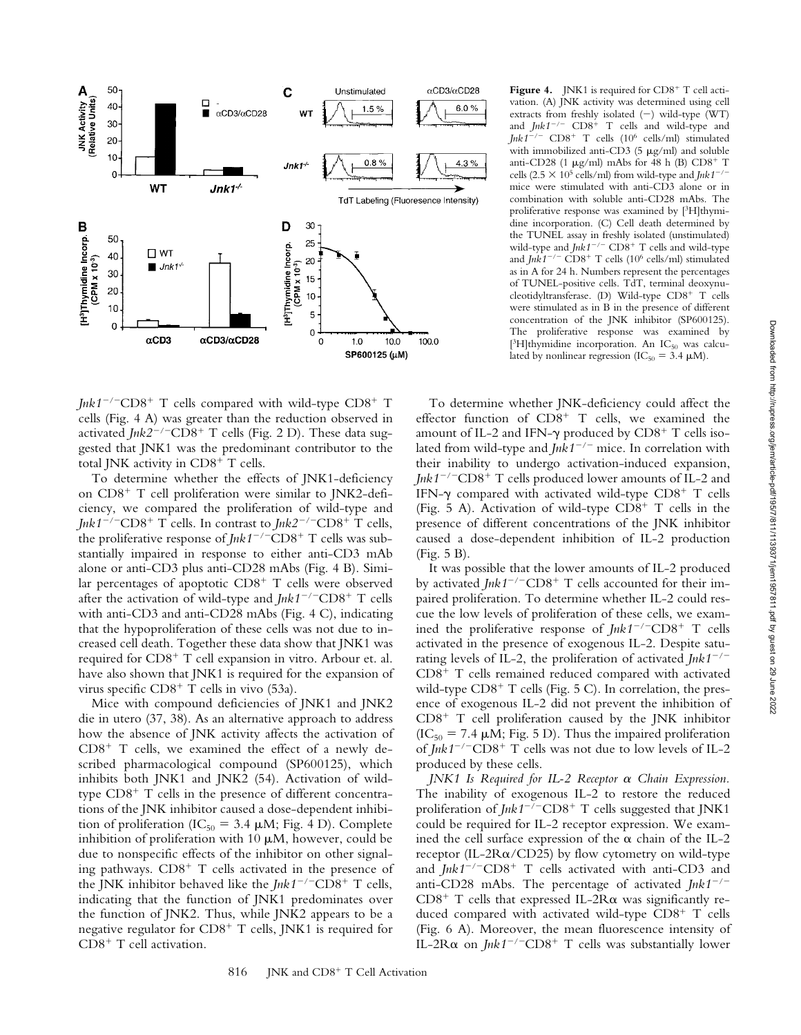**Figure 4.** JNK1 is required for $CD8^+$ T cell activation. (A) JNK activity was determined using cell extracts from freshly isolated (−) wild-type (WT) and *Jnk1*$^{-/-}$ $CD8^+$ T cells and wild-type and *Jnk1*$^{-/-}$ $CD8^+$ T cells ($10^6$ cells/ml) stimulated with immobilized anti-CD3 (5 μg/ml) and soluble anti-CD28 (1 μg/ml) mAbs for 48 h (B) $CD8^+$ T cells ($2.5 \times 10^5$ cells/ml) from wild-type and *Jnk1*$^{-/-}$ mice were stimulated with anti-CD3 alone or in combination with soluble anti-CD28 mAbs. The proliferative response was examined by [$^3$H]thymidine incorporation. (C) Cell death determined by the TUNEL assay in freshly isolated (unstimulated) wild-type and *Jnk1*$^{-/-}$ $CD8^+$ T cells and wild-type and *Jnk1*$^{-/-}$ $CD8^+$ T cells ($10^6$ cells/ml) stimulated as in A for 24 h. Numbers represent the percentages of TUNEL-positive cells. TdT, terminal deoxynucleotidyltransferase. (D) Wild-type $CD8^+$ T cells were stimulated as in B in the presence of different concentration of the JNK inhibitor (SP600125). The proliferative response was examined by [$^3$H]thymidine incorporation. An $IC_{50}$ was calculated by nonlinear regression ($IC_{50}$ = 3.4 μM).

*Jnk1*$^{-/-}$$CD8^+$ T cells compared with wild-type $CD8^+$ T cells (Fig. 4 A) was greater than the reduction observed in activated *Jnk2*$^{-/-}$$CD8^+$ T cells (Fig. 2 D). These data suggested that JNK1 was the predominant contributor to the total JNK activity in $CD8^+$ T cells.

To determine whether the effects of JNK1-deficiency on $CD8^+$ T cell proliferation were similar to JNK2-deficiency, we compared the proliferation of wild-type and *Jnk1*$^{-/-}$$CD8^+$ T cells. In contrast to *Jnk2*$^{-/-}$$CD8^+$ T cells, the proliferative response of *Jnk1*$^{-/-}$$CD8^+$ T cells was substantially impaired in response to either anti-CD3 mAb alone or anti-CD3 plus anti-CD28 mAbs (Fig. 4 B). Similar percentages of apoptotic $CD8^+$ T cells were observed after the activation of wild-type and *Jnk1*$^{-/-}$$CD8^+$ T cells with anti-CD3 and anti-CD28 mAbs (Fig. 4 C), indicating that the hypoproliferation of these cells was not due to increased cell death. Together these data show that JNK1 was required for $CD8^+$ T cell expansion in vitro. Arbour et. al. have also shown that JNK1 is required for the expansion of virus specific $CD8^+$ T cells in vivo (53a).

Mice with compound deficiencies of JNK1 and JNK2 die in utero (37, 38). As an alternative approach to address how the absence of JNK activity affects the activation of $CD8^+$ T cells, we examined the effect of a newly described pharmacological compound (SP600125), which inhibits both JNK1 and JNK2 (54). Activation of wild-type $CD8^+$ T cells in the presence of different concentrations of the JNK inhibitor caused a dose-dependent inhibition of proliferation ($IC_{50}$ = 3.4 μM; Fig. 4 D). Complete inhibition of proliferation with 10 μM, however, could be due to nonspecific effects of the inhibitor on other signaling pathways. $CD8^+$ T cells activated in the presence of the JNK inhibitor behaved like the *Jnk1*$^{-/-}$$CD8^+$ T cells, indicating that the function of JNK1 predominates over the function of JNK2. Thus, while JNK2 appears to be a negative regulator for $CD8^+$ T cells, JNK1 is required for $CD8^+$ T cell activation.

To determine whether JNK-deficiency could affect the effector function of $CD8^+$ T cells, we examined the amount of IL-2 and IFN-γ produced by $CD8^+$ T cells isolated from wild-type and *Jnk1*$^{-/-}$ mice. In correlation with their inability to undergo activation-induced expansion, *Jnk1*$^{-/-}$$CD8^+$ T cells produced lower amounts of IL-2 and IFN-γ compared with activated wild-type $CD8^+$ T cells (Fig. 5 A). Activation of wild-type $CD8^+$ T cells in the presence of different concentrations of the JNK inhibitor caused a dose-dependent inhibition of IL-2 production (Fig. 5 B).

It was possible that the lower amounts of IL-2 produced by activated *Jnk1*$^{-/-}$$CD8^+$ T cells accounted for their impaired proliferation. To determine whether IL-2 could rescue the low levels of proliferation of these cells, we examined the proliferative response of *Jnk1*$^{-/-}$$CD8^+$ T cells activated in the presence of exogenous IL-2. Despite saturating levels of IL-2, the proliferation of activated *Jnk1*$^{-/-}$ $CD8^+$ T cells remained reduced compared with activated wild-type $CD8^+$ T cells (Fig. 5 C). In correlation, the presence of exogenous IL-2 did not prevent the inhibition of $CD8^+$ T cell proliferation caused by the JNK inhibitor ($IC_{50}$ = 7.4 μM; Fig. 5 D). Thus the impaired proliferation of *Jnk1*$^{-/-}$$CD8^+$ T cells was not due to low levels of IL-2 produced by these cells.

*JNK1 Is Required for IL-2 Receptor α Chain Expression.* The inability of exogenous IL-2 to restore the reduced proliferation of *Jnk1*$^{-/-}$$CD8^+$ T cells suggested that JNK1 could be required for IL-2 receptor expression. We examined the cell surface expression of the α chain of the IL-2 receptor (IL-2Rα/CD25) by flow cytometry on wild-type and *Jnk1*$^{-/-}$$CD8^+$ T cells activated with anti-CD3 and anti-CD28 mAbs. The percentage of activated *Jnk1*$^{-/-}$ $CD8^+$ T cells that expressed IL-2Rα was significantly reduced compared with activated wild-type $CD8^+$ T cells (Fig. 6 A). Moreover, the mean fluorescence intensity of IL-2Rα on *Jnk1*$^{-/-}$$CD8^+$ T cells was substantially lower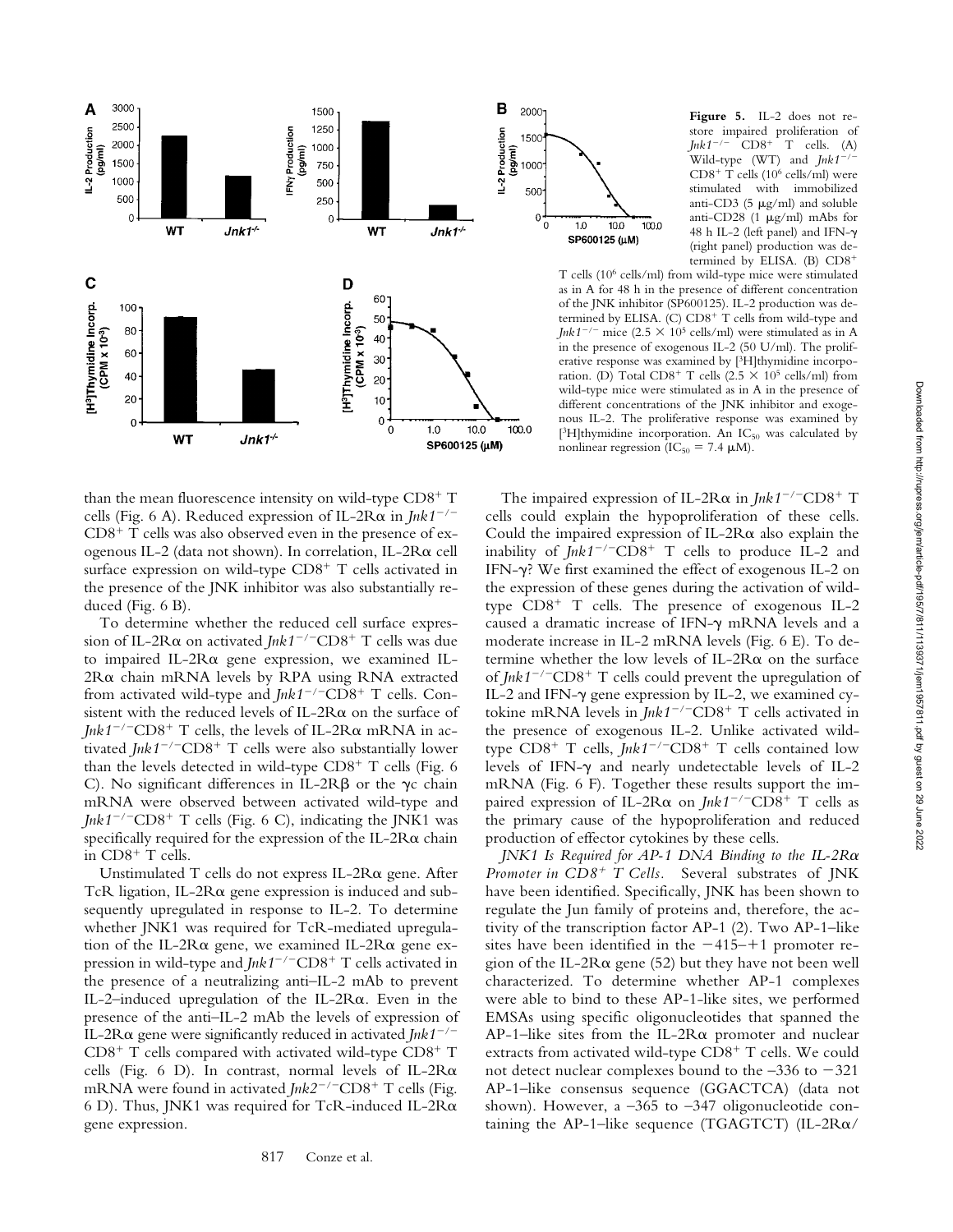**Figure 5.** IL-2 does not restore impaired proliferation of *Jnk1*$^{-/-}$ CD8$^{+}$ T cells. (A) Wild-type (WT) and *Jnk1*$^{-/-}$ CD8$^{+}$ T cells ($10^6$ cells/ml) were stimulated with immobilized anti-CD3 (5 μg/ml) and soluble anti-CD28 (1 μg/ml) mAbs for 48 h IL-2 (left panel) and IFN-γ (right panel) production was determined by ELISA. (B) CD8$^{+}$ T cells ($10^6$ cells/ml) from wild-type mice were stimulated as in A for 48 h in the presence of different concentration of the JNK inhibitor (SP600125). IL-2 production was determined by ELISA. (C) CD8$^{+}$ T cells from wild-type and *Jnk1*$^{-/-}$ mice ($2.5 \times 10^5$ cells/ml) were stimulated as in A in the presence of exogenous IL-2 (50 U/ml). The proliferative response was examined by [$^3$H]thymidine incorporation. (D) Total CD8$^{+}$ T cells ($2.5 \times 10^5$ cells/ml) from wild-type mice were stimulated as in A in the presence of different concentrations of the JNK inhibitor and exogenous IL-2. The proliferative response was examined by [$^3$H]thymidine incorporation. An $IC_{50}$ was calculated by nonlinear regression ($IC_{50}$ = 7.4 μM).

than the mean fluorescence intensity on wild-type CD8$^{+}$ T cells (Fig. 6 A). Reduced expression of IL-2Rα in *Jnk1*$^{-/-}$ CD8$^{+}$ T cells was also observed even in the presence of exogenous IL-2 (data not shown). In correlation, IL-2Rα cell surface expression on wild-type CD8$^{+}$ T cells activated in the presence of the JNK inhibitor was also substantially reduced (Fig. 6 B).

To determine whether the reduced cell surface expression of IL-2Rα on activated *Jnk1*$^{-/-}$CD8$^{+}$ T cells was due to impaired IL-2Rα gene expression, we examined IL-2Rα chain mRNA levels by RPA using RNA extracted from activated wild-type and *Jnk1*$^{-/-}$CD8$^{+}$ T cells. Consistent with the reduced levels of IL-2Rα on the surface of *Jnk1*$^{-/-}$CD8$^{+}$ T cells, the levels of IL-2Rα mRNA in activated *Jnk1*$^{-/-}$CD8$^{+}$ T cells were also substantially lower than the levels detected in wild-type CD8$^{+}$ T cells (Fig. 6 C). No significant differences in IL-2Rβ or the γc chain mRNA were observed between activated wild-type and *Jnk1*$^{-/-}$CD8$^{+}$ T cells (Fig. 6 C), indicating the JNK1 was specifically required for the expression of the IL-2Rα chain in CD8$^{+}$ T cells.

Unstimulated T cells do not express IL-2Rα gene. After TcR ligation, IL-2Rα gene expression is induced and subsequently upregulated in response to IL-2. To determine whether JNK1 was required for TcR-mediated upregulation of the IL-2Rα gene, we examined IL-2Rα gene expression in wild-type and *Jnk1*$^{-/-}$CD8$^{+}$ T cells activated in the presence of a neutralizing anti–IL-2 mAb to prevent IL-2–induced upregulation of the IL-2Rα. Even in the presence of the anti–IL-2 mAb the levels of expression of IL-2Rα gene were significantly reduced in activated *Jnk1*$^{-/-}$ CD8$^{+}$ T cells compared with activated wild-type CD8$^{+}$ T cells (Fig. 6 D). In contrast, normal levels of IL-2Rα mRNA were found in activated *Jnk2*$^{-/-}$CD8$^{+}$ T cells (Fig. 6 D). Thus, JNK1 was required for TcR-induced IL-2Rα gene expression.

The impaired expression of IL-2Rα in *Jnk1*$^{-/-}$CD8$^{+}$ T cells could explain the hypoproliferation of these cells. Could the impaired expression of IL-2Rα also explain the inability of *Jnk1*$^{-/-}$CD8$^{+}$ T cells to produce IL-2 and IFN-γ? We first examined the effect of exogenous IL-2 on the expression of these genes during the activation of wild-type CD8$^{+}$ T cells. The presence of exogenous IL-2 caused a dramatic increase of IFN-γ mRNA levels and a moderate increase in IL-2 mRNA levels (Fig. 6 E). To determine whether the low levels of IL-2Rα on the surface of *Jnk1*$^{-/-}$CD8$^{+}$ T cells could prevent the upregulation of IL-2 and IFN-γ gene expression by IL-2, we examined cytokine mRNA levels in *Jnk1*$^{-/-}$CD8$^{+}$ T cells activated in the presence of exogenous IL-2. Unlike activated wild-type CD8$^{+}$ T cells, *Jnk1*$^{-/-}$CD8$^{+}$ T cells contained low levels of IFN-γ and nearly undetectable levels of IL-2 mRNA (Fig. 6 F). Together these results support the impaired expression of IL-2Rα on *Jnk1*$^{-/-}$CD8$^{+}$ T cells as the primary cause of the hypoproliferation and reduced production of effector cytokines by these cells.

*JNK1 Is Required for AP-1 DNA Binding to the IL-2Rα Promoter in CD8$^{+}$ T Cells.* Several substrates of JNK have been identified. Specifically, JNK has been shown to regulate the Jun family of proteins and, therefore, the activity of the transcription factor AP-1 (2). Two AP-1–like sites have been identified in the −415–+1 promoter region of the IL-2Rα gene (52) but they have not been well characterized. To determine whether AP-1 complexes were able to bind to these AP-1-like sites, we performed EMSAs using specific oligonucleotides that spanned the AP-1–like sites from the IL-2Rα promoter and nuclear extracts from activated wild-type CD8$^{+}$ T cells. We could not detect nuclear complexes bound to the −336 to −321 AP-1–like consensus sequence (GGACTCA) (data not shown). However, a −365 to −347 oligonucleotide containing the AP-1–like sequence (TGAGTCT) (IL-2Rα/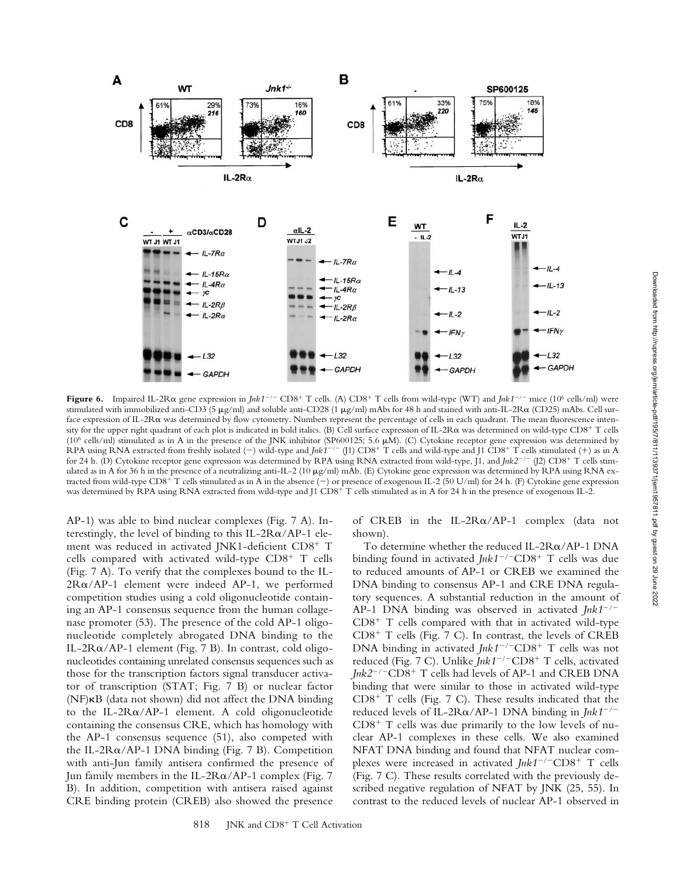**Figure 6.** Impaired IL-2Rα gene expression in *Jnk1*$^{-/-}$ CD8$^+$ T cells. (A) CD8$^+$ T cells from wild-type (WT) and *Jnk1*$^{-/-}$ mice ($10^6$ cells/ml) were stimulated with immobilized anti-CD3 (5 μg/ml) and soluble anti-CD28 (1 μg/ml) mAbs for 48 h and stained with anti-IL-2Rα (CD25) mAbs. Cell surface expression of IL-2Rα was determined by flow cytometry. Numbers represent the percentage of cells in each quadrant. The mean fluorescence intensity for the upper right quadrant of each plot is indicated in bold italics. (B) Cell surface expression of IL-2Rα was determined on wild-type CD8$^+$ T cells ($10^6$ cells/ml) stimulated as in A in the presence of the JNK inhibitor (SP600125; 5.6 μM). (C) Cytokine receptor gene expression was determined by RPA using RNA extracted from freshly isolated (−) wild-type and *Jnk1*$^{-/-}$ (J1) CD8$^+$ T cells and wild-type and J1 CD8$^+$ T cells stimulated (+) as in A for 24 h. (D) Cytokine receptor gene expression was determined by RPA using RNA extracted from wild-type, J1, and *Jnk2*$^{-/-}$ (J2) CD8$^+$ T cells stimulated as in A for 36 h in the presence of a neutralizing anti-IL-2 (10 μg/ml) mAb. (E) Cytokine gene expression was determined by RPA using RNA extracted from wild-type CD8$^+$ T cells stimulated as in A in the absence (−) or presence of exogenous IL-2 (50 U/ml) for 24 h. (F) Cytokine gene expression was determined by RPA using RNA extracted from wild-type and J1 CD8$^+$ T cells stimulated as in A for 24 h in the presence of exogenous IL-2.

AP-1) was able to bind nuclear complexes (Fig. 7 A). Interestingly, the level of binding to this IL-2Rα/AP-1 element was reduced in activated JNK1-deficient CD8$^+$ T cells compared with activated wild-type CD8$^+$ T cells (Fig. 7 A). To verify that the complexes bound to the IL-2Rα/AP-1 element were indeed AP-1, we performed competition studies using a cold oligonucleotide containing an AP-1 consensus sequence from the human collagenase promoter (53). The presence of the cold AP-1 oligonucleotide completely abrogated DNA binding to the IL-2Rα/AP-1 element (Fig. 7 B). In contrast, cold oligonucleotides containing unrelated consensus sequences such as those for the transcription factors signal transducer activator of transcription (STAT; Fig. 7 B) or nuclear factor (NF)κB (data not shown) did not affect the DNA binding to the IL-2Rα/AP-1 element. A cold oligonucleotide containing the consensus CRE, which has homology with the AP-1 consensus sequence (51), also competed with the IL-2Rα/AP-1 DNA binding (Fig. 7 B). Competition with anti-Jun family antisera confirmed the presence of Jun family members in the IL-2Rα/AP-1 complex (Fig. 7 B). In addition, competition with antisera raised against CRE binding protein (CREB) also showed the presence of CREB in the IL-2Rα/AP-1 complex (data not shown).

To determine whether the reduced IL-2Rα/AP-1 DNA binding found in activated *Jnk1*$^{-/-}$CD8$^+$ T cells was due to reduced amounts of AP-1 or CREB we examined the DNA binding to consensus AP-1 and CRE DNA regulatory sequences. A substantial reduction in the amount of AP-1 DNA binding was observed in activated *Jnk1*$^{-/-}$ CD8$^+$ T cells compared with that in activated wild-type CD8$^+$ T cells (Fig. 7 C). In contrast, the levels of CREB DNA binding in activated *Jnk1*$^{-/-}$CD8$^+$ T cells was not reduced (Fig. 7 C). Unlike *Jnk1*$^{-/-}$CD8$^+$ T cells, activated *Jnk2*$^{-/-}$CD8$^+$ T cells had levels of AP-1 and CREB DNA binding that were similar to those in activated wild-type CD8$^+$ T cells (Fig. 7 C). These results indicated that the reduced levels of IL-2Rα/AP-1 DNA binding in *Jnk1*$^{-/-}$ CD8$^+$ T cells was due primarily to the low levels of nuclear AP-1 complexes in these cells. We also examined NFAT DNA binding and found that NFAT nuclear complexes were increased in activated *Jnk1*$^{-/-}$CD8$^+$ T cells (Fig. 7 C). These results correlated with the previously described negative regulation of NFAT by JNK (25, 55). In contrast to the reduced levels of nuclear AP-1 observed in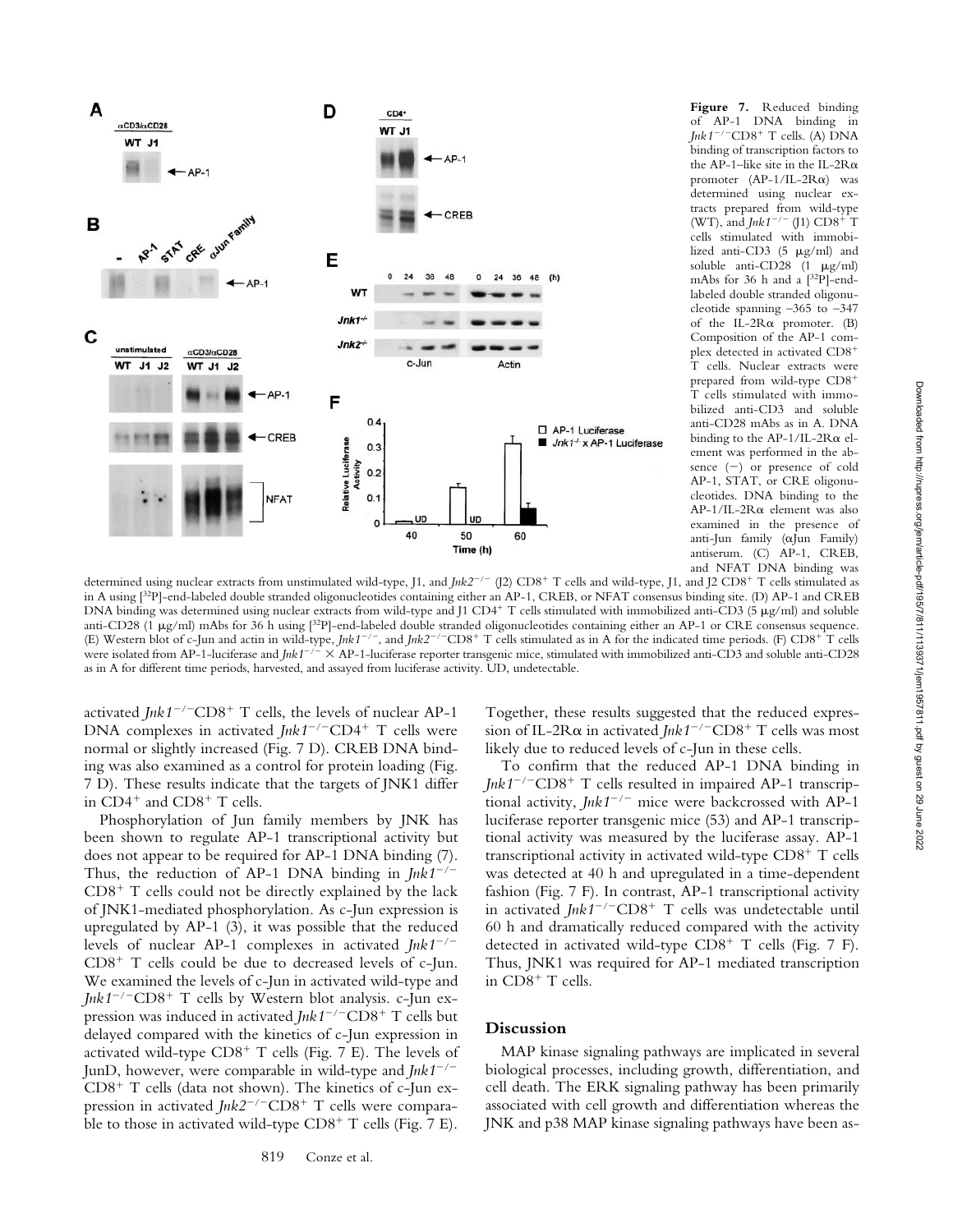**Figure 7.** Reduced binding of AP-1 DNA binding in *Jnk1*$^{-/-}$CD8$^{+}$ T cells. (A) DNA binding of transcription factors to the AP-1–like site in the IL-2Rα promoter (AP-1/IL-2Rα) was determined using nuclear extracts prepared from wild-type (WT), and *Jnk1*$^{-/-}$ (J1) CD8$^{+}$ T cells stimulated with immobilized anti-CD3 (5 μg/ml) and soluble anti-CD28 (1 μg/ml) mAbs for 36 h and a [$^{32}$P]-end-labeled double stranded oligonucleotide spanning −365 to −347 of the IL-2Rα promoter. (B) Composition of the AP-1 complex detected in activated CD8$^{+}$ T cells. Nuclear extracts were prepared from wild-type CD8$^{+}$ T cells stimulated with immobilized anti-CD3 and soluble anti-CD28 mAbs as in A. DNA binding to the AP-1/IL-2Rα element was performed in the absence (−) or presence of cold AP-1, STAT, or CRE oligonucleotides. DNA binding to the AP-1/IL-2Rα element was also examined in the presence of anti-Jun family (αJun Family) antiserum. (C) AP-1, CREB, and NFAT DNA binding was determined using nuclear extracts from unstimulated wild-type, J1, and *Jnk2*$^{-/-}$ (J2) CD8$^{+}$ T cells and wild-type, J1, and J2 CD8$^{+}$ T cells stimulated as in A using [$^{32}$P]-end-labeled double stranded oligonucleotides containing either an AP-1, CREB, or NFAT consensus binding site. (D) AP-1 and CREB DNA binding was determined using nuclear extracts from wild-type and J1 CD4$^{+}$ T cells stimulated with immobilized anti-CD3 (5 μg/ml) and soluble anti-CD28 (1 μg/ml) mAbs for 36 h using [$^{32}$P]-end-labeled double stranded oligonucleotides containing either an AP-1 or CRE consensus sequence. (E) Western blot of c-Jun and actin in wild-type, *Jnk1*$^{-/-}$, and *Jnk2*$^{-/-}$CD8$^{+}$ T cells stimulated as in A for the indicated time periods. (F) CD8$^{+}$ T cells were isolated from AP-1-luciferase and *Jnk1*$^{-/-}$ × AP-1-luciferase reporter transgenic mice, stimulated with immobilized anti-CD3 and soluble anti-CD28 as in A for different time periods, harvested, and assayed from luciferase activity. UD, undetectable.

activated *Jnk1*$^{-/-}$CD8$^{+}$ T cells, the levels of nuclear AP-1 DNA complexes in activated *Jnk1*$^{-/-}$CD4$^{+}$ T cells were normal or slightly increased (Fig. 7 D). CREB DNA binding was also examined as a control for protein loading (Fig. 7 D). These results indicate that the targets of JNK1 differ in CD4$^{+}$ and CD8$^{+}$ T cells.

Phosphorylation of Jun family members by JNK has been shown to regulate AP-1 transcriptional activity but does not appear to be required for AP-1 DNA binding (7). Thus, the reduction of AP-1 DNA binding in *Jnk1*$^{-/-}$ CD8$^{+}$ T cells could not be directly explained by the lack of JNK1-mediated phosphorylation. As c-Jun expression is upregulated by AP-1 (3), it was possible that the reduced levels of nuclear AP-1 complexes in activated *Jnk1*$^{-/-}$ CD8$^{+}$ T cells could be due to decreased levels of c-Jun. We examined the levels of c-Jun in activated wild-type and *Jnk1*$^{-/-}$CD8$^{+}$ T cells by Western blot analysis. c-Jun expression was induced in activated *Jnk1*$^{-/-}$CD8$^{+}$ T cells but delayed compared with the kinetics of c-Jun expression in activated wild-type CD8$^{+}$ T cells (Fig. 7 E). The levels of JunD, however, were comparable in wild-type and *Jnk1*$^{-/-}$ CD8$^{+}$ T cells (data not shown). The kinetics of c-Jun expression in activated *Jnk2*$^{-/-}$CD8$^{+}$ T cells were comparable to those in activated wild-type CD8$^{+}$ T cells (Fig. 7 E). Together, these results suggested that the reduced expression of IL-2Rα in activated *Jnk1*$^{-/-}$CD8$^{+}$ T cells was most likely due to reduced levels of c-Jun in these cells.

To confirm that the reduced AP-1 DNA binding in *Jnk1*$^{-/-}$CD8$^{+}$ T cells resulted in impaired AP-1 transcriptional activity, *Jnk1*$^{-/-}$ mice were backcrossed with AP-1 luciferase reporter transgenic mice (53) and AP-1 transcriptional activity was measured by the luciferase assay. AP-1 transcriptional activity in activated wild-type CD8$^{+}$ T cells was detected at 40 h and upregulated in a time-dependent fashion (Fig. 7 F). In contrast, AP-1 transcriptional activity in activated *Jnk1*$^{-/-}$CD8$^{+}$ T cells was undetectable until 60 h and dramatically reduced compared with the activity detected in activated wild-type CD8$^{+}$ T cells (Fig. 7 F). Thus, JNK1 was required for AP-1 mediated transcription in CD8$^{+}$ T cells.

## Discussion

MAP kinase signaling pathways are implicated in several biological processes, including growth, differentiation, and cell death. The ERK signaling pathway has been primarily associated with cell growth and differentiation whereas the JNK and p38 MAP kinase signaling pathways have been as-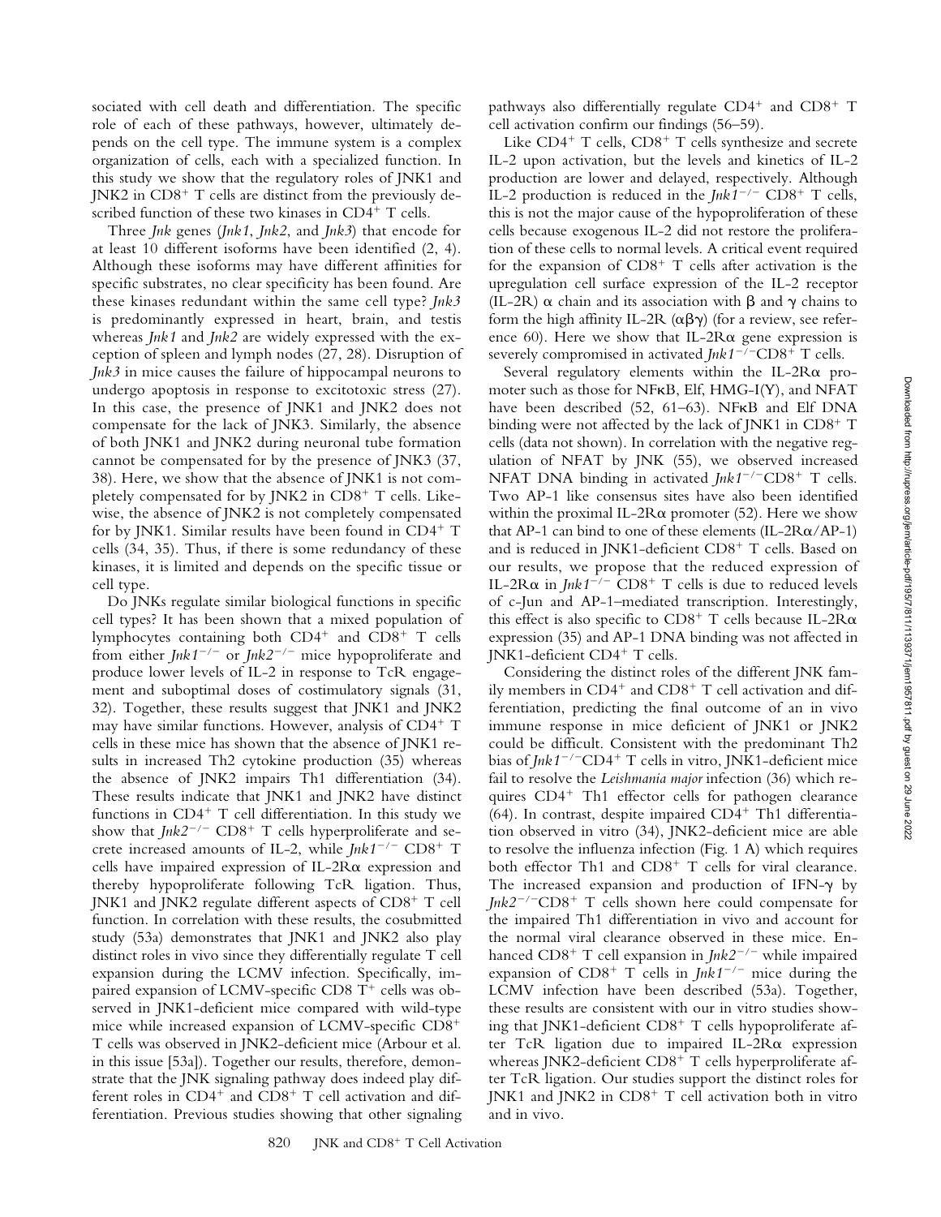sociated with cell death and differentiation. The specific role of each of these pathways, however, ultimately depends on the cell type. The immune system is a complex organization of cells, each with a specialized function. In this study we show that the regulatory roles of JNK1 and JNK2 in $CD8^+$ T cells are distinct from the previously described function of these two kinases in $CD4^+$ T cells.

Three *Jnk* genes (*Jnk1*, *Jnk2*, and *Jnk3*) that encode for at least 10 different isoforms have been identified (2, 4). Although these isoforms may have different affinities for specific substrates, no clear specificity has been found. Are these kinases redundant within the same cell type? *Jnk3* is predominantly expressed in heart, brain, and testis whereas *Jnk1* and *Jnk2* are widely expressed with the exception of spleen and lymph nodes (27, 28). Disruption of *Jnk3* in mice causes the failure of hippocampal neurons to undergo apoptosis in response to excitotoxic stress (27). In this case, the presence of JNK1 and JNK2 does not compensate for the lack of JNK3. Similarly, the absence of both JNK1 and JNK2 during neuronal tube formation cannot be compensated for by the presence of JNK3 (37, 38). Here, we show that the absence of JNK1 is not completely compensated for by JNK2 in $CD8^+$ T cells. Likewise, the absence of JNK2 is not completely compensated for by JNK1. Similar results have been found in $CD4^+$ T cells (34, 35). Thus, if there is some redundancy of these kinases, it is limited and depends on the specific tissue or cell type.

Do JNKs regulate similar biological functions in specific cell types? It has been shown that a mixed population of lymphocytes containing both $CD4^+$ and $CD8^+$ T cells from either $Jnk1^{-/-}$ or $Jnk2^{-/-}$ mice hypoproliferate and produce lower levels of IL-2 in response to TcR engagement and suboptimal doses of costimulatory signals (31, 32). Together, these results suggest that JNK1 and JNK2 may have similar functions. However, analysis of $CD4^+$ T cells in these mice has shown that the absence of JNK1 results in increased Th2 cytokine production (35) whereas the absence of JNK2 impairs Th1 differentiation (34). These results indicate that JNK1 and JNK2 have distinct functions in $CD4^+$ T cell differentiation. In this study we show that $Jnk2^{-/-}$ $CD8^+$ T cells hyperproliferate and secrete increased amounts of IL-2, while $Jnk1^{-/-}$ $CD8^+$ T cells have impaired expression of IL-2Rα expression and thereby hypoproliferate following TcR ligation. Thus, JNK1 and JNK2 regulate different aspects of $CD8^+$ T cell function. In correlation with these results, the cosubmitted study (53a) demonstrates that JNK1 and JNK2 also play distinct roles in vivo since they differentially regulate T cell expansion during the LCMV infection. Specifically, impaired expansion of LCMV-specific CD8 $T^+$ cells was observed in JNK1-deficient mice compared with wild-type mice while increased expansion of LCMV-specific $CD8^+$ T cells was observed in JNK2-deficient mice (Arbour et al. in this issue [53a]). Together our results, therefore, demonstrate that the JNK signaling pathway does indeed play different roles in $CD4^+$ and $CD8^+$ T cell activation and differentiation. Previous studies showing that other signaling pathways also differentially regulate $CD4^+$ and $CD8^+$ T cell activation confirm our findings (56–59).

Like $CD4^+$ T cells, $CD8^+$ T cells synthesize and secrete IL-2 upon activation, but the levels and kinetics of IL-2 production are lower and delayed, respectively. Although IL-2 production is reduced in the $Jnk1^{-/-}$ $CD8^+$ T cells, this is not the major cause of the hypoproliferation of these cells because exogenous IL-2 did not restore the proliferation of these cells to normal levels. A critical event required for the expansion of $CD8^+$ T cells after activation is the upregulation cell surface expression of the IL-2 receptor (IL-2R) α chain and its association with β and γ chains to form the high affinity IL-2R (αβγ) (for a review, see reference 60). Here we show that IL-2Rα gene expression is severely compromised in activated $Jnk1^{-/-}CD8^+$ T cells.

Several regulatory elements within the IL-2Rα promoter such as those for NFκB, Elf, HMG-I(Y), and NFAT have been described (52, 61–63). NFκB and Elf DNA binding were not affected by the lack of JNK1 in $CD8^+$ T cells (data not shown). In correlation with the negative regulation of NFAT by JNK (55), we observed increased NFAT DNA binding in activated $Jnk1^{-/-}CD8^+$ T cells. Two AP-1 like consensus sites have also been identified within the proximal IL-2Rα promoter (52). Here we show that AP-1 can bind to one of these elements (IL-2Rα/AP-1) and is reduced in JNK1-deficient $CD8^+$ T cells. Based on our results, we propose that the reduced expression of IL-2Rα in $Jnk1^{-/-}$ $CD8^+$ T cells is due to reduced levels of c-Jun and AP-1–mediated transcription. Interestingly, this effect is also specific to $CD8^+$ T cells because IL-2Rα expression (35) and AP-1 DNA binding was not affected in JNK1-deficient $CD4^+$ T cells.

Considering the distinct roles of the different JNK family members in $CD4^+$ and $CD8^+$ T cell activation and differentiation, predicting the final outcome of an in vivo immune response in mice deficient of JNK1 or JNK2 could be difficult. Consistent with the predominant Th2 bias of $Jnk1^{-/-}CD4^+$ T cells in vitro, JNK1-deficient mice fail to resolve the *Leishmania major* infection (36) which requires $CD4^+$ Th1 effector cells for pathogen clearance (64). In contrast, despite impaired $CD4^+$ Th1 differentiation observed in vitro (34), JNK2-deficient mice are able to resolve the influenza infection (Fig. 1 A) which requires both effector Th1 and $CD8^+$ T cells for viral clearance. The increased expansion and production of IFN-γ by $Jnk2^{-/-}CD8^+$ T cells shown here could compensate for the impaired Th1 differentiation in vivo and account for the normal viral clearance observed in these mice. Enhanced $CD8^+$ T cell expansion in $Jnk2^{-/-}$ while impaired expansion of $CD8^+$ T cells in $Jnk1^{-/-}$ mice during the LCMV infection have been described (53a). Together, these results are consistent with our in vitro studies showing that JNK1-deficient $CD8^+$ T cells hypoproliferate after TcR ligation due to impaired IL-2Rα expression whereas JNK2-deficient $CD8^+$ T cells hyperproliferate after TcR ligation. Our studies support the distinct roles for JNK1 and JNK2 in $CD8^+$ T cell activation both in vitro and in vivo.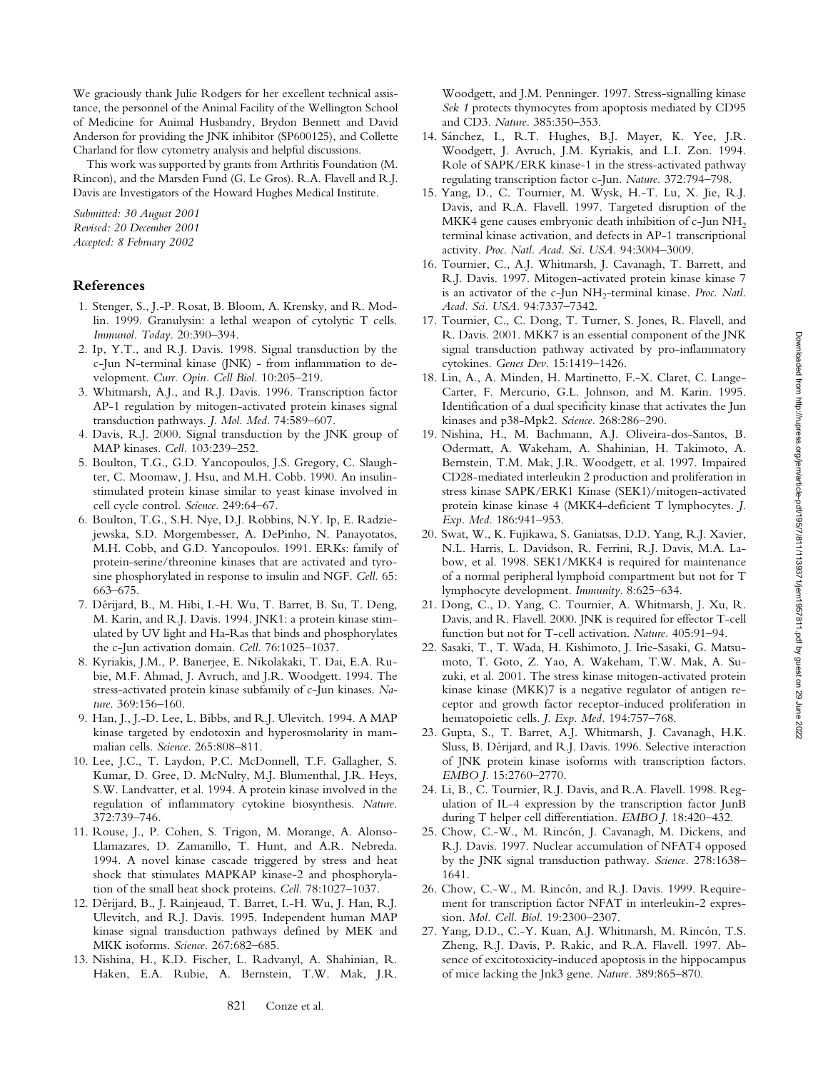We graciously thank Julie Rodgers for her excellent technical assistance, the personnel of the Animal Facility of the Wellington School of Medicine for Animal Husbandry, Brydon Bennett and David Anderson for providing the JNK inhibitor (SP600125), and Collette Charland for flow cytometry analysis and helpful discussions.

This work was supported by grants from Arthritis Foundation (M. Rincon), and the Marsden Fund (G. Le Gros). R.A. Flavell and R.J. Davis are Investigators of the Howard Hughes Medical Institute.

*Submitted: 30 August 2001*
*Revised: 20 December 2001*
*Accepted: 8 February 2002*

## References

1. Stenger, S., J.-P. Rosat, B. Bloom, A. Krensky, and R. Modlin. 1999. Granulysin: a lethal weapon of cytolytic T cells. *Immunol. Today*. 20:390–394.
2. Ip, Y.T., and R.J. Davis. 1998. Signal transduction by the c-Jun N-terminal kinase (JNK) - from inflammation to development. *Curr. Opin. Cell Biol.* 10:205–219.
3. Whitmarsh, A.J., and R.J. Davis. 1996. Transcription factor AP-1 regulation by mitogen-activated protein kinases signal transduction pathways. *J. Mol. Med.* 74:589–607.
4. Davis, R.J. 2000. Signal transduction by the JNK group of MAP kinases. *Cell*. 103:239–252.
5. Boulton, T.G., G.D. Yancopoulos, J.S. Gregory, C. Slaughter, C. Moomaw, J. Hsu, and M.H. Cobb. 1990. An insulin-stimulated protein kinase similar to yeast kinase involved in cell cycle control. *Science*. 249:64–67.
6. Boulton, T.G., S.H. Nye, D.J. Robbins, N.Y. Ip, E. Radziejewska, S.D. Morgenbesser, A. DePinho, N. Panayotatos, M.H. Cobb, and G.D. Yancopoulos. 1991. ERKs: family of protein-serine/threonine kinases that are activated and tyrosine phosphorylated in response to insulin and NGF. *Cell*. 65: 663–675.
7. Dérijard, B., M. Hibi, I.-H. Wu, T. Barret, B. Su, T. Deng, M. Karin, and R.J. Davis. 1994. JNK1: a protein kinase stimulated by UV light and Ha-Ras that binds and phosphorylates the c-Jun activation domain. *Cell*. 76:1025–1037.
8. Kyriakis, J.M., P. Banerjee, E. Nikolakaki, T. Dai, E.A. Rubie, M.F. Ahmad, J. Avruch, and J.R. Woodgett. 1994. The stress-activated protein kinase subfamily of c-Jun kinases. *Nature*. 369:156–160.
9. Han, J., J.-D. Lee, L. Bibbs, and R.J. Ulevitch. 1994. A MAP kinase targeted by endotoxin and hyperosmolarity in mammalian cells. *Science*. 265:808–811.
10. Lee, J.C., T. Laydon, P.C. McDonnell, T.F. Gallagher, S. Kumar, D. Gree, D. McNulty, M.J. Blumenthal, J.R. Heys, S.W. Landvatter, et al. 1994. A protein kinase involved in the regulation of inflammatory cytokine biosynthesis. *Nature*. 372:739–746.
11. Rouse, J., P. Cohen, S. Trigon, M. Morange, A. Alonso-Llamazares, D. Zamanillo, T. Hunt, and A.R. Nebreda. 1994. A novel kinase cascade triggered by stress and heat shock that stimulates MAPKAP kinase-2 and phosphorylation of the small heat shock proteins. *Cell*. 78:1027–1037.
12. Dérijard, B., J. Rainjeaud, T. Barret, I.-H. Wu, J. Han, R.J. Ulevitch, and R.J. Davis. 1995. Independent human MAP kinase signal transduction pathways defined by MEK and MKK isoforms. *Science*. 267:682–685.
13. Nishina, H., K.D. Fischer, L. Radvanyl, A. Shahinian, R. Haken, E.A. Rubie, A. Bernstein, T.W. Mak, J.R. Woodgett, and J.M. Penninger. 1997. Stress-signalling kinase *Sek 1* protects thymocytes from apoptosis mediated by CD95 and CD3. *Nature*. 385:350–353.
14. Sánchez, I., R.T. Hughes, B.J. Mayer, K. Yee, J.R. Woodgett, J. Avruch, J.M. Kyriakis, and L.I. Zon. 1994. Role of SAPK/ERK kinase-1 in the stress-activated pathway regulating transcription factor c-Jun. *Nature*. 372:794–798.
15. Yang, D., C. Tournier, M. Wysk, H.-T. Lu, X. Jie, R.J. Davis, and R.A. Flavell. 1997. Targeted disruption of the MKK4 gene causes embryonic death inhibition of c-Jun $NH_2$ terminal kinase activation, and defects in AP-1 transcriptional activity. *Proc. Natl. Acad. Sci. USA*. 94:3004–3009.
16. Tournier, C., A.J. Whitmarsh, J. Cavanagh, T. Barrett, and R.J. Davis. 1997. Mitogen-activated protein kinase kinase 7 is an activator of the c-Jun $NH_2$-terminal kinase. *Proc. Natl. Acad. Sci. USA*. 94:7337–7342.
17. Tournier, C., C. Dong, T. Turner, S. Jones, R. Flavell, and R. Davis. 2001. MKK7 is an essential component of the JNK signal transduction pathway activated by pro-inflammatory cytokines. *Genes Dev*. 15:1419–1426.
18. Lin, A., A. Minden, H. Martinetto, F.-X. Claret, C. Lange-Carter, F. Mercurio, G.L. Johnson, and M. Karin. 1995. Identification of a dual specificity kinase that activates the Jun kinases and p38-Mpk2. *Science*. 268:286–290.
19. Nishina, H., M. Bachmann, A.J. Oliveira-dos-Santos, B. Odermatt, A. Wakeham, A. Shahinian, H. Takimoto, A. Bernstein, T.M. Mak, J.R. Woodgett, et al. 1997. Impaired CD28-mediated interleukin 2 production and proliferation in stress kinase SAPK/ERK1 Kinase (SEK1)/mitogen-activated protein kinase kinase 4 (MKK4-deficient T lymphocytes. *J. Exp. Med.* 186:941–953.
20. Swat, W., K. Fujikawa, S. Ganiatsas, D.D. Yang, R.J. Xavier, N.L. Harris, L. Davidson, R. Ferrini, R.J. Davis, M.A. Labow, et al. 1998. SEK1/MKK4 is required for maintenance of a normal peripheral lymphoid compartment but not for T lymphocyte development. *Immunity*. 8:625–634.
21. Dong, C., D. Yang, C. Tournier, A. Whitmarsh, J. Xu, R. Davis, and R. Flavell. 2000. JNK is required for effector T-cell function but not for T-cell activation. *Nature*. 405:91–94.
22. Sasaki, T., T. Wada, H. Kishimoto, J. Irie-Sasaki, G. Matsumoto, T. Goto, Z. Yao, A. Wakeham, T.W. Mak, A. Suzuki, et al. 2001. The stress kinase mitogen-activated protein kinase kinase (MKK)7 is a negative regulator of antigen receptor and growth factor receptor-induced proliferation in hematopoietic cells. *J. Exp. Med.* 194:757–768.
23. Gupta, S., T. Barret, A.J. Whitmarsh, J. Cavanagh, H.K. Sluss, B. Dérijard, and R.J. Davis. 1996. Selective interaction of JNK protein kinase isoforms with transcription factors. *EMBO J.* 15:2760–2770.
24. Li, B., C. Tournier, R.J. Davis, and R.A. Flavell. 1998. Regulation of IL-4 expression by the transcription factor JunB during T helper cell differentiation. *EMBO J.* 18:420–432.
25. Chow, C.-W., M. Rincón, J. Cavanagh, M. Dickens, and R.J. Davis. 1997. Nuclear accumulation of NFAT4 opposed by the JNK signal transduction pathway. *Science*. 278:1638–1641.
26. Chow, C.-W., M. Rincón, and R.J. Davis. 1999. Requirement for transcription factor NFAT in interleukin-2 expression. *Mol. Cell. Biol.* 19:2300–2307.
27. Yang, D.D., C.-Y. Kuan, A.J. Whitmarsh, M. Rincón, T.S. Zheng, R.J. Davis, P. Rakic, and R.A. Flavell. 1997. Absence of excitotoxicity-induced apoptosis in the hippocampus of mice lacking the Jnk3 gene. *Nature*. 389:865–870.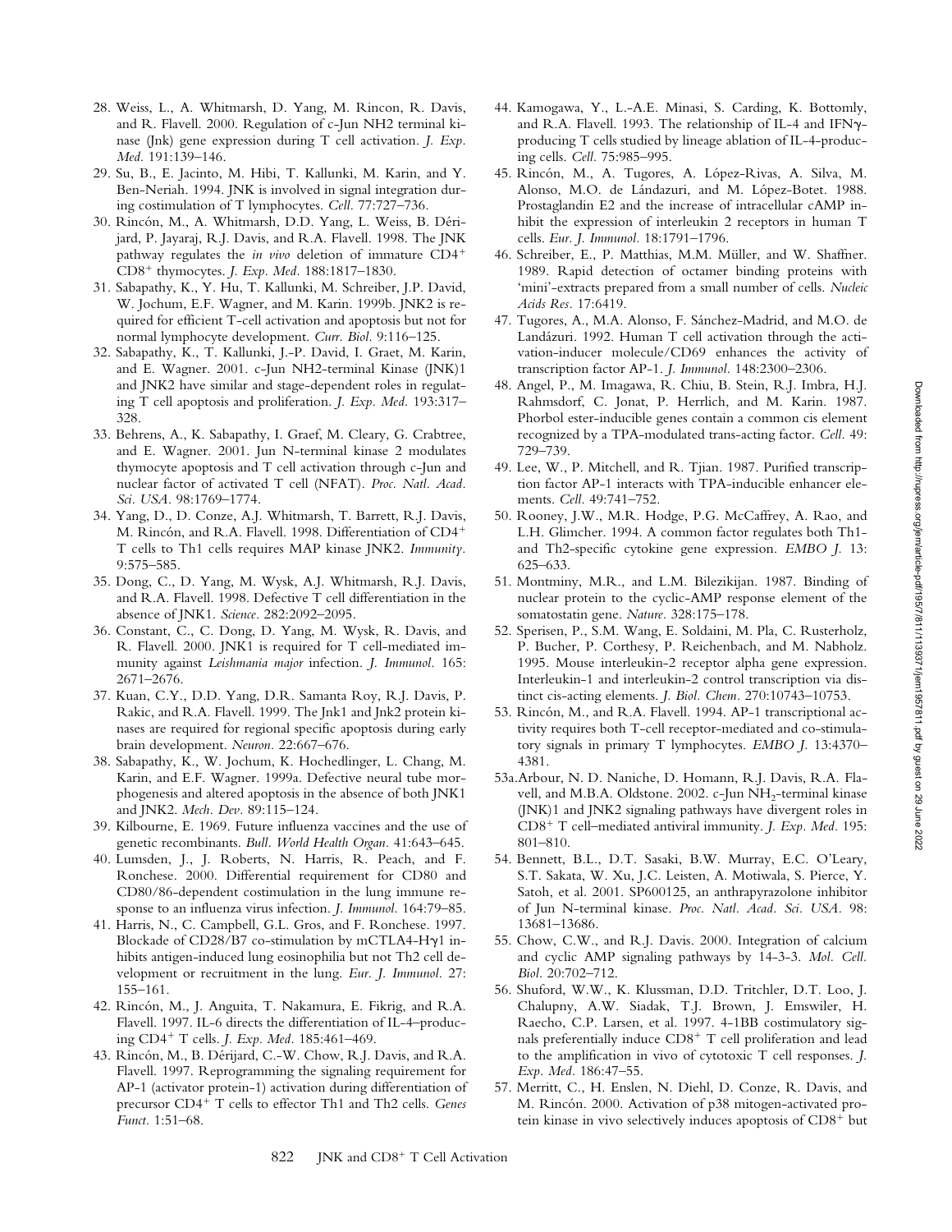28. Weiss, L., A. Whitmarsh, D. Yang, M. Rincon, R. Davis, and R. Flavell. 2000. Regulation of c-Jun NH2 terminal kinase (Jnk) gene expression during T cell activation. *J. Exp. Med.* 191:139–146.
29. Su, B., E. Jacinto, M. Hibi, T. Kallunki, M. Karin, and Y. Ben-Neriah. 1994. JNK is involved in signal integration during costimulation of T lymphocytes. *Cell.* 77:727–736.
30. Rincón, M., A. Whitmarsh, D.D. Yang, L. Weiss, B. Dérijard, P. Jayaraj, R.J. Davis, and R.A. Flavell. 1998. The JNK pathway regulates the *in vivo* deletion of immature $CD4^+$ $CD8^+$ thymocytes. *J. Exp. Med.* 188:1817–1830.
31. Sabapathy, K., Y. Hu, T. Kallunki, M. Schreiber, J.P. David, W. Jochum, E.F. Wagner, and M. Karin. 1999b. JNK2 is required for efficient T-cell activation and apoptosis but not for normal lymphocyte development. *Curr. Biol.* 9:116–125.
32. Sabapathy, K., T. Kallunki, J.-P. David, I. Graet, M. Karin, and E. Wagner. 2001. c-Jun NH2-terminal Kinase (JNK)1 and JNK2 have similar and stage-dependent roles in regulating T cell apoptosis and proliferation. *J. Exp. Med.* 193:317–328.
33. Behrens, A., K. Sabapathy, I. Graef, M. Cleary, G. Crabtree, and E. Wagner. 2001. Jun N-terminal kinase 2 modulates thymocyte apoptosis and T cell activation through c-Jun and nuclear factor of activated T cell (NFAT). *Proc. Natl. Acad. Sci. USA.* 98:1769–1774.
34. Yang, D., D. Conze, A.J. Whitmarsh, T. Barrett, R.J. Davis, M. Rincón, and R.A. Flavell. 1998. Differentiation of $CD4^+$ T cells to Th1 cells requires MAP kinase JNK2. *Immunity.* 9:575–585.
35. Dong, C., D. Yang, M. Wysk, A.J. Whitmarsh, R.J. Davis, and R.A. Flavell. 1998. Defective T cell differentiation in the absence of JNK1. *Science.* 282:2092–2095.
36. Constant, C., C. Dong, D. Yang, M. Wysk, R. Davis, and R. Flavell. 2000. JNK1 is required for T cell-mediated immunity against *Leishmania major* infection. *J. Immunol.* 165: 2671–2676.
37. Kuan, C.Y., D.D. Yang, D.R. Samanta Roy, R.J. Davis, P. Rakic, and R.A. Flavell. 1999. The Jnk1 and Jnk2 protein kinases are required for regional specific apoptosis during early brain development. *Neuron.* 22:667–676.
38. Sabapathy, K., W. Jochum, K. Hochedlinger, L. Chang, M. Karin, and E.F. Wagner. 1999a. Defective neural tube morphogenesis and altered apoptosis in the absence of both JNK1 and JNK2. *Mech. Dev.* 89:115–124.
39. Kilbourne, E. 1969. Future influenza vaccines and the use of genetic recombinants. *Bull. World Health Organ.* 41:643–645.
40. Lumsden, J., J. Roberts, N. Harris, R. Peach, and F. Ronchese. 2000. Differential requirement for CD80 and CD80/86-dependent costimulation in the lung immune response to an influenza virus infection. *J. Immunol.* 164:79–85.
41. Harris, N., C. Campbell, G.L. Gros, and F. Ronchese. 1997. Blockade of CD28/B7 co-stimulation by mCTLA4-Hγ1 inhibits antigen-induced lung eosinophilia but not Th2 cell development or recruitment in the lung. *Eur. J. Immunol.* 27: 155–161.
42. Rincón, M., J. Anguita, T. Nakamura, E. Fikrig, and R.A. Flavell. 1997. IL-6 directs the differentiation of IL-4–producing $CD4^+$ T cells. *J. Exp. Med.* 185:461–469.
43. Rincón, M., B. Dérijard, C.-W. Chow, R.J. Davis, and R.A. Flavell. 1997. Reprogramming the signaling requirement for AP-1 (activator protein-1) activation during differentiation of precursor $CD4^+$ T cells to effector Th1 and Th2 cells. *Genes Funct.* 1:51–68.
44. Kamogawa, Y., L.-A.E. Minasi, S. Carding, K. Bottomly, and R.A. Flavell. 1993. The relationship of IL-4 and IFNγ-producing T cells studied by lineage ablation of IL-4-producing cells. *Cell.* 75:985–995.
45. Rincón, M., A. Tugores, A. López-Rivas, A. Silva, M. Alonso, M.O. de Lándazuri, and M. López-Botet. 1988. Prostaglandin E2 and the increase of intracellular cAMP inhibit the expression of interleukin 2 receptors in human T cells. *Eur. J. Immunol.* 18:1791–1796.
46. Schreiber, E., P. Matthias, M.M. Müller, and W. Shaffner. 1989. Rapid detection of octamer binding proteins with 'mini'-extracts prepared from a small number of cells. *Nucleic Acids Res.* 17:6419.
47. Tugores, A., M.A. Alonso, F. Sánchez-Madrid, and M.O. de Landázuri. 1992. Human T cell activation through the activation-inducer molecule/CD69 enhances the activity of transcription factor AP-1. *J. Immunol.* 148:2300–2306.
48. Angel, P., M. Imagawa, R. Chiu, B. Stein, R.J. Imbra, H.J. Rahmsdorf, C. Jonat, P. Herrlich, and M. Karin. 1987. Phorbol ester-inducible genes contain a common cis element recognized by a TPA-modulated trans-acting factor. *Cell.* 49: 729–739.
49. Lee, W., P. Mitchell, and R. Tjian. 1987. Purified transcription factor AP-1 interacts with TPA-inducible enhancer elements. *Cell.* 49:741–752.
50. Rooney, J.W., M.R. Hodge, P.G. McCaffrey, A. Rao, and L.H. Glimcher. 1994. A common factor regulates both Th1- and Th2-specific cytokine gene expression. *EMBO J.* 13: 625–633.
51. Montminy, M.R., and L.M. Bilezikijan. 1987. Binding of nuclear protein to the cyclic-AMP response element of the somatostatin gene. *Nature.* 328:175–178.
52. Sperisen, P., S.M. Wang, E. Soldaini, M. Pla, C. Rusterholz, P. Bucher, P. Corthesy, P. Reichenbach, and M. Nabholz. 1995. Mouse interleukin-2 receptor alpha gene expression. Interleukin-1 and interleukin-2 control transcription via distinct cis-acting elements. *J. Biol. Chem.* 270:10743–10753.
53. Rincón, M., and R.A. Flavell. 1994. AP-1 transcriptional activity requires both T-cell receptor-mediated and co-stimulatory signals in primary T lymphocytes. *EMBO J.* 13:4370–4381.

53a. Arbour, N. D. Naniche, D. Homann, R.J. Davis, R.A. Flavell, and M.B.A. Oldstone. 2002. c-Jun $NH_2$-terminal kinase (JNK)1 and JNK2 signaling pathways have divergent roles in $CD8^+$ T cell–mediated antiviral immunity. *J. Exp. Med.* 195: 801–810.

54. Bennett, B.L., D.T. Sasaki, B.W. Murray, E.C. O'Leary, S.T. Sakata, W. Xu, J.C. Leisten, A. Motiwala, S. Pierce, Y. Satoh, et al. 2001. SP600125, an anthrapyrazolone inhibitor of Jun N-terminal kinase. *Proc. Natl. Acad. Sci. USA.* 98: 13681–13686.
55. Chow, C.W., and R.J. Davis. 2000. Integration of calcium and cyclic AMP signaling pathways by 14-3-3. *Mol. Cell. Biol.* 20:702–712.
56. Shuford, W.W., K. Klussman, D.D. Tritchler, D.T. Loo, J. Chalupny, A.W. Siadak, T.J. Brown, J. Emswiler, H. Raecho, C.P. Larsen, et al. 1997. 4-1BB costimulatory signals preferentially induce $CD8^+$ T cell proliferation and lead to the amplification in vivo of cytotoxic T cell responses. *J. Exp. Med.* 186:47–55.
57. Merritt, C., H. Enslen, N. Diehl, D. Conze, R. Davis, and M. Rincón. 2000. Activation of p38 mitogen-activated protein kinase in vivo selectively induces apoptosis of $CD8^+$ but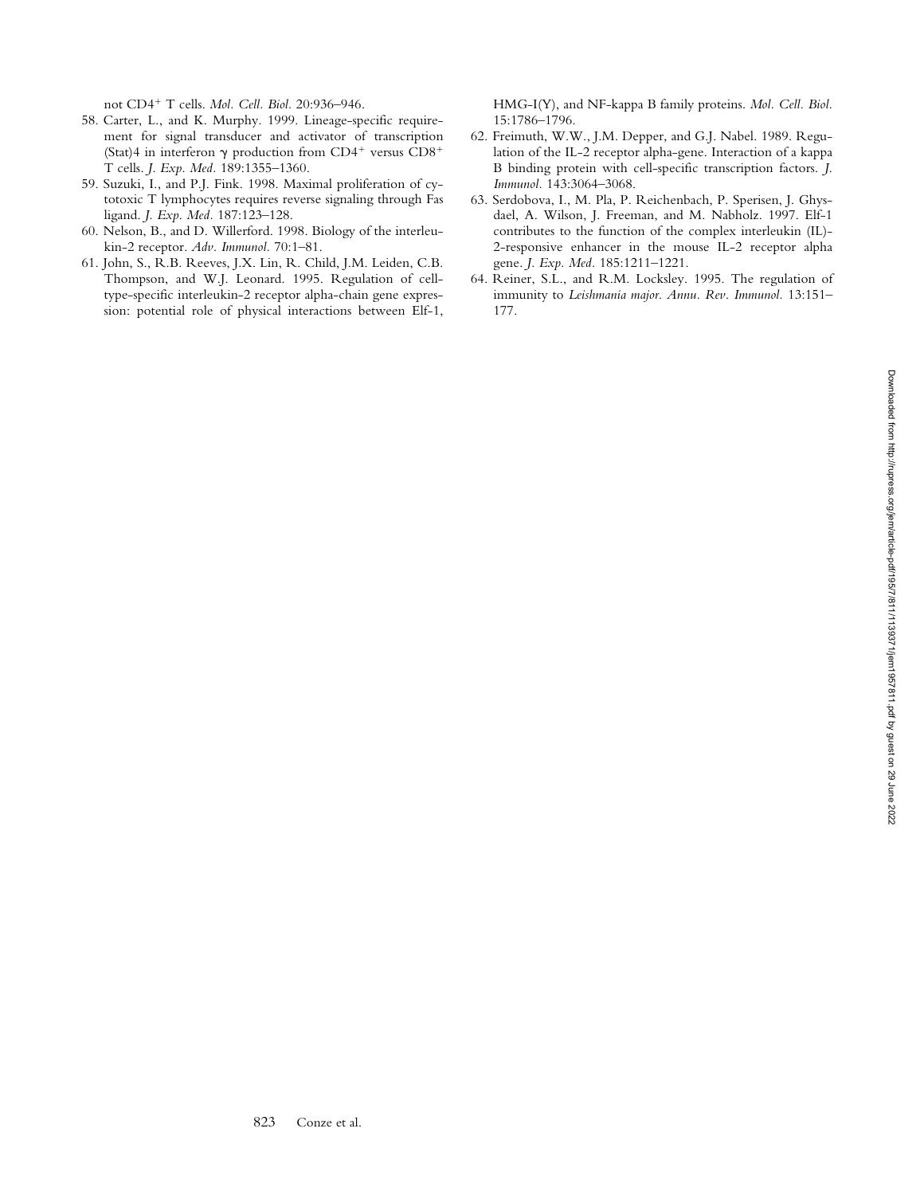not $CD4^+$ T cells. *Mol. Cell. Biol.* 20:936–946.

58. Carter, L., and K. Murphy. 1999. Lineage-specific requirement for signal transducer and activator of transcription (Stat)4 in interferon γ production from $CD4^+$ versus $CD8^+$ T cells. *J. Exp. Med.* 189:1355–1360.
59. Suzuki, I., and P.J. Fink. 1998. Maximal proliferation of cytotoxic T lymphocytes requires reverse signaling through Fas ligand. *J. Exp. Med.* 187:123–128.
60. Nelson, B., and D. Willerford. 1998. Biology of the interleukin-2 receptor. *Adv. Immunol.* 70:1–81.
61. John, S., R.B. Reeves, J.X. Lin, R. Child, J.M. Leiden, C.B. Thompson, and W.J. Leonard. 1995. Regulation of cell-type-specific interleukin-2 receptor alpha-chain gene expression: potential role of physical interactions between Elf-1, HMG-I(Y), and NF-kappa B family proteins. *Mol. Cell. Biol.* 15:1786–1796.
62. Freimuth, W.W., J.M. Depper, and G.J. Nabel. 1989. Regulation of the IL-2 receptor alpha-gene. Interaction of a kappa B binding protein with cell-specific transcription factors. *J. Immunol.* 143:3064–3068.
63. Serdobova, I., M. Pla, P. Reichenbach, P. Sperisen, J. Ghysdael, A. Wilson, J. Freeman, and M. Nabholz. 1997. Elf-1 contributes to the function of the complex interleukin (IL)-2-responsive enhancer in the mouse IL-2 receptor alpha gene. *J. Exp. Med.* 185:1211–1221.
64. Reiner, S.L., and R.M. Locksley. 1995. The regulation of immunity to *Leishmania major*. *Annu. Rev. Immunol.* 13:151–177.